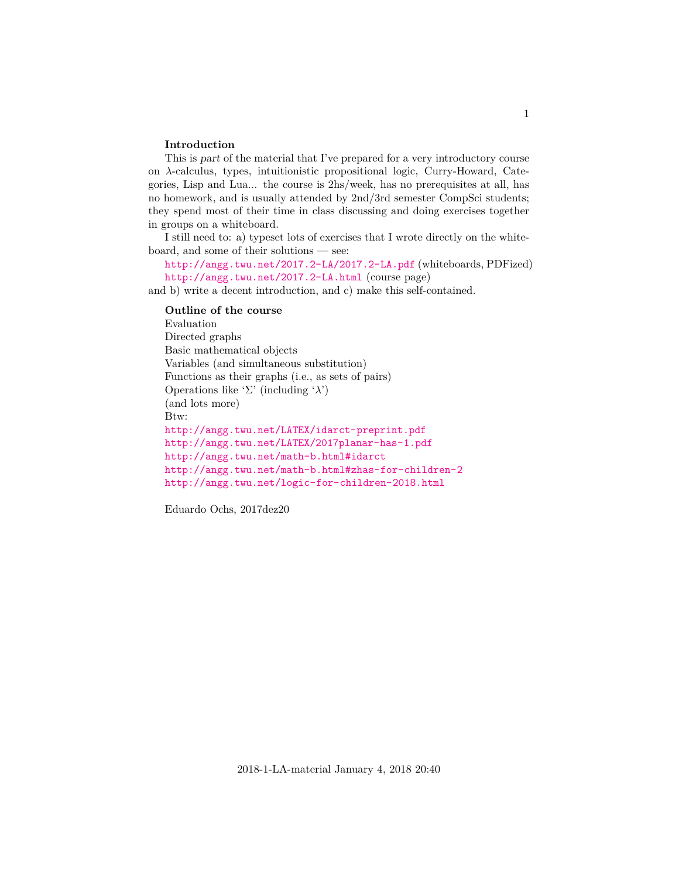**Introduction**

This is *part* of the material that I've prepared for a very introductory course on $\lambda$-calculus, types, intuitionistic propositional logic, Curry-Howard, Categories, Lisp and Lua... the course is 2hs/week, has no prerequisites at all, has no homework, and is usually attended by 2nd/3rd semester CompSci students; they spend most of their time in class discussing and doing exercises together in groups on a whiteboard.

I still need to: a) typeset lots of exercises that I wrote directly on the whiteboard, and some of their solutions — see:

`http://angg.twu.net/2017.2-LA/2017.2-LA.pdf` (whiteboards, PDFized)
`http://angg.twu.net/2017.2-LA.html` (course page)

and b) write a decent introduction, and c) make this self-contained.

**Outline of the course**

Evaluation
Directed graphs
Basic mathematical objects
Variables (and simultaneous substitution)
Functions as their graphs (i.e., as sets of pairs)
Operations like '$\Sigma$' (including '$\lambda$')
(and lots more)
Btw:
`http://angg.twu.net/LATEX/idarct-preprint.pdf`
`http://angg.twu.net/LATEX/2017planar-has-1.pdf`
`http://angg.twu.net/math-b.html#idarct`
`http://angg.twu.net/math-b.html#zhas-for-children-2`
`http://angg.twu.net/logic-for-children-2018.html`

Eduardo Ochs, 2017dez20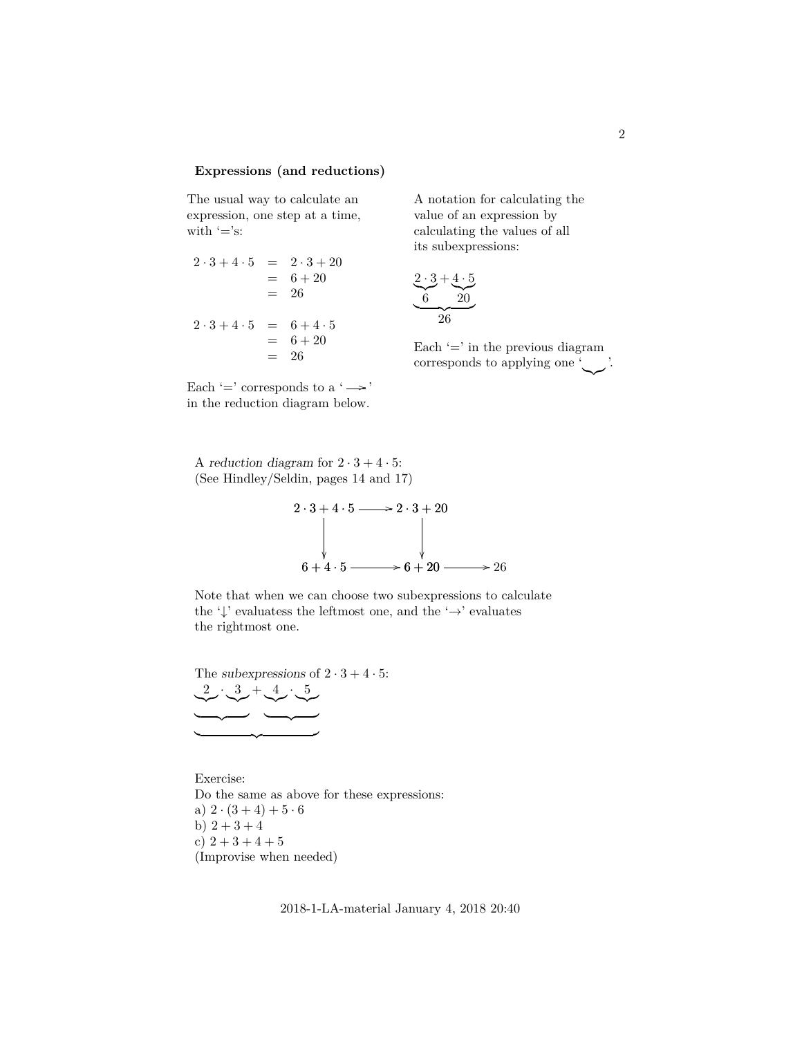### Expressions (and reductions)

The usual way to calculate an expression, one step at a time, with '='s:

$$
\begin{aligned}
2 \cdot 3 + 4 \cdot 5 &= 2 \cdot 3 + 20 \\
&= 6 + 20 \\
&= 26
\end{aligned}
$$

$$
\begin{aligned}
2 \cdot 3 + 4 \cdot 5 &= 6 + 4 \cdot 5 \\
&= 6 + 20 \\
&= 26
\end{aligned}
$$

Each '=' corresponds to a '$\longrightarrow$' in the reduction diagram below.

A notation for calculating the value of an expression by calculating the values of all its subexpressions:

$$
\underbrace{\underbrace{2 \cdot 3}_{6} + \underbrace{4 \cdot 5}_{20}}_{26}
$$

Each '=' in the previous diagram corresponds to applying one '$\underbrace{\quad}$'.

A *reduction diagram* for $2 \cdot 3 + 4 \cdot 5$:
(See Hindley/Seldin, pages 14 and 17)

$$
\begin{array}{ccccc}
2 \cdot 3 + 4 \cdot 5 & \longrightarrow & 2 \cdot 3 + 20 & & \\
\downarrow & & \downarrow & & \\
6 + 4 \cdot 5 & \longrightarrow & 6 + 20 & \longrightarrow & 26
\end{array}
$$

Note that when we can choose two subexpressions to calculate the '$\downarrow$' evaluatess the leftmost one, and the '$\rightarrow$' evaluates the rightmost one.

The *subexpressions* of $2 \cdot 3 + 4 \cdot 5$:

$$
\underbrace{\underbrace{\underbrace{2} \cdot \underbrace{3}} + \underbrace{\underbrace{4} \cdot \underbrace{5}}}
$$

Exercise:
Do the same as above for these expressions:
a) $2 \cdot (3 + 4) + 5 \cdot 6$
b) $2 + 3 + 4$
c) $2 + 3 + 4 + 5$
(Improvise when needed)

2018-1-LA-material January 4, 2018 20:40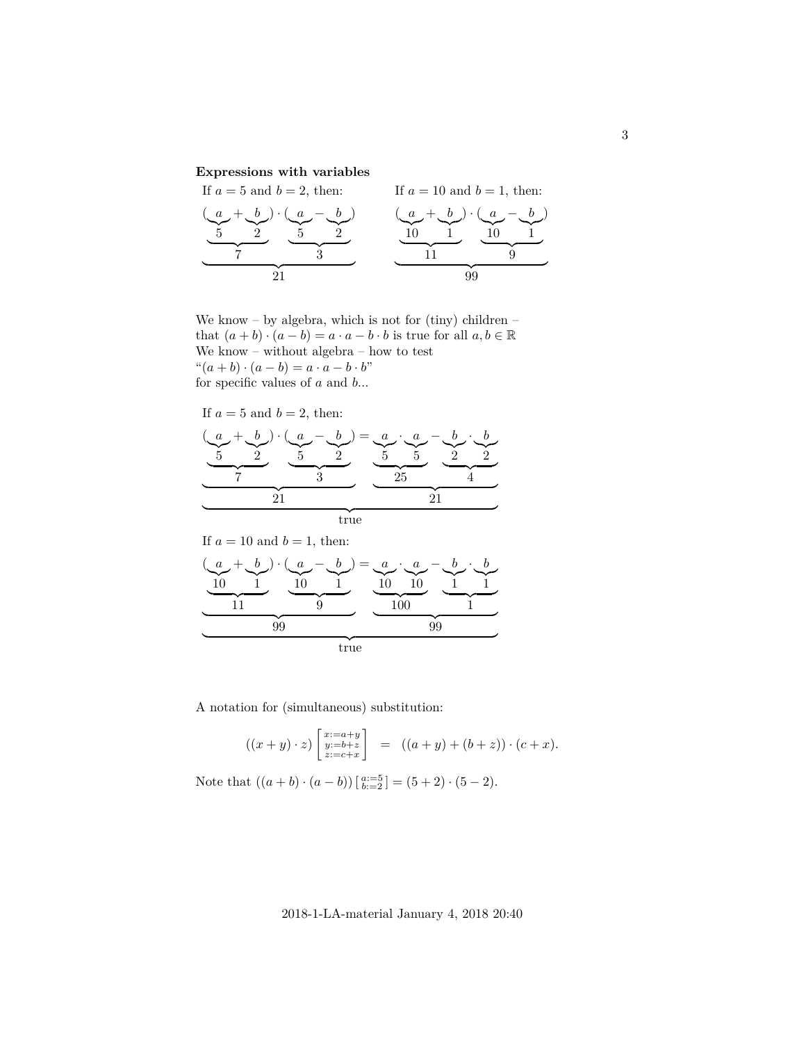**Expressions with variables**

If $a=5$ and $b=2$, then:

$$\underbrace{(\underbrace{a}_{5}+\underbrace{b}_{2})}_{7}\cdot\underbrace{(\underbrace{a}_{5}-\underbrace{b}_{2})}_{3}$$
$$= 21$$

If $a=10$ and $b=1$, then:

$$\underbrace{\underbrace{(\underbrace{a}_{10}+\underbrace{b}_{1})}_{11}\cdot\underbrace{(\underbrace{a}_{10}-\underbrace{b}_{1})}_{9}}_{99}$$

We know – by algebra, which is not for (tiny) children – that $(a+b)\cdot(a-b)=a\cdot a-b\cdot b$ is true for all $a,b\in\mathbb{R}$
We know – without algebra – how to test
"$(a+b)\cdot(a-b)=a\cdot a-b\cdot b$"
for specific values of $a$ and $b$...

If $a=5$ and $b=2$, then:

$$\underbrace{\underbrace{\underbrace{(\underbrace{a}_{5}+\underbrace{b}_{2})}_{7}\cdot\underbrace{(\underbrace{a}_{5}-\underbrace{b}_{2})}_{3}}_{21}=\underbrace{\underbrace{\underbrace{a}_{5}\cdot\underbrace{a}_{5}}_{25}-\underbrace{\underbrace{b}_{2}\cdot\underbrace{b}_{2}}_{4}}_{21}}_{\text{true}}$$

If $a=10$ and $b=1$, then:

$$\underbrace{\underbrace{\underbrace{(\underbrace{a}_{10}+\underbrace{b}_{1})}_{11}\cdot\underbrace{(\underbrace{a}_{10}-\underbrace{b}_{1})}_{9}}_{99}=\underbrace{\underbrace{\underbrace{a}_{10}\cdot\underbrace{a}_{10}}_{100}-\underbrace{\underbrace{b}_{1}\cdot\underbrace{b}_{1}}_{1}}_{99}}_{\text{true}}$$

A notation for (simultaneous) substitution:

$$((x+y)\cdot z)\begin{bmatrix} x:=a+y \\ y:=b+z \\ z:=c+x \end{bmatrix} \quad = \quad ((a+y)+(b+z))\cdot(c+x).$$

Note that $((a+b)\cdot(a-b))\left[\begin{smallmatrix} a:=5 \\ b:=2 \end{smallmatrix}\right]=(5+2)\cdot(5-2)$.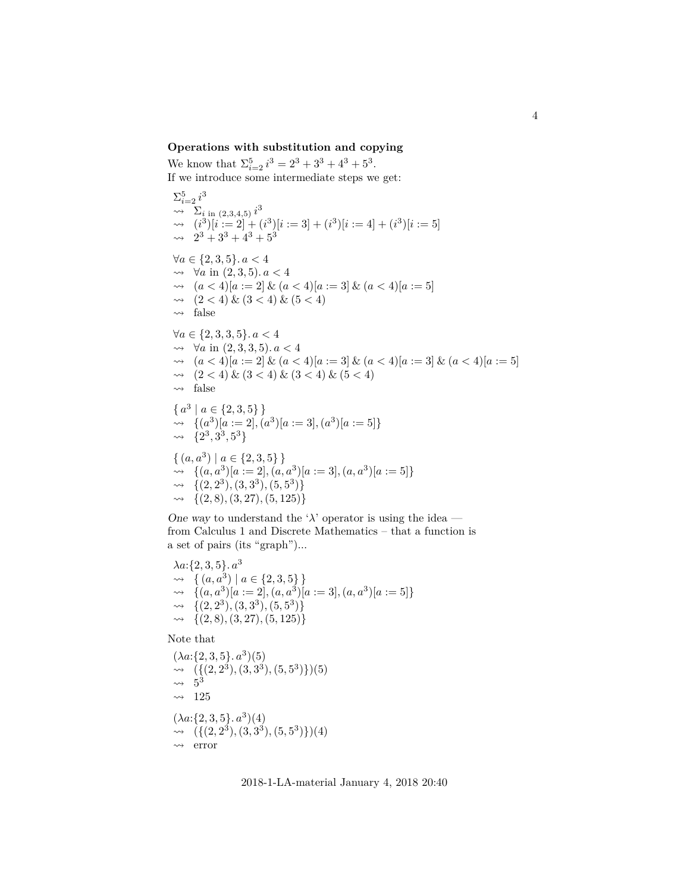**Operations with substitution and copying**

We know that $\Sigma_{i=2}^{5} i^3 = 2^3 + 3^3 + 4^3 + 5^3$.
If we introduce some intermediate steps we get:

$$\begin{array}{l}
\Sigma_{i=2}^{5} i^3 \\
\rightsquigarrow \;\; \Sigma_{i \text{ in } (2,3,4,5)} i^3 \\
\rightsquigarrow \;\; (i^3)[i:=2] + (i^3)[i:=3] + (i^3)[i:=4] + (i^3)[i:=5] \\
\rightsquigarrow \;\; 2^3 + 3^3 + 4^3 + 5^3
\end{array}$$

$$\begin{array}{l}
\forall a \in \{2,3,5\}.\, a < 4 \\
\rightsquigarrow \;\; \forall a \text{ in } (2,3,5).\, a < 4 \\
\rightsquigarrow \;\; (a<4)[a:=2] \,\&\, (a<4)[a:=3] \,\&\, (a<4)[a:=5] \\
\rightsquigarrow \;\; (2<4) \,\&\, (3<4) \,\&\, (5<4) \\
\rightsquigarrow \;\; \text{false}
\end{array}$$

$$\begin{array}{l}
\forall a \in \{2,3,3,5\}.\, a < 4 \\
\rightsquigarrow \;\; \forall a \text{ in } (2,3,3,5).\, a < 4 \\
\rightsquigarrow \;\; (a<4)[a:=2] \,\&\, (a<4)[a:=3] \,\&\, (a<4)[a:=3] \,\&\, (a<4)[a:=5] \\
\rightsquigarrow \;\; (2<4) \,\&\, (3<4) \,\&\, (3<4) \,\&\, (5<4) \\
\rightsquigarrow \;\; \text{false}
\end{array}$$

$$\begin{array}{l}
\{\, a^3 \mid a \in \{2,3,5\} \,\} \\
\rightsquigarrow \;\; \{(a^3)[a:=2], (a^3)[a:=3], (a^3)[a:=5]\} \\
\rightsquigarrow \;\; \{2^3, 3^3, 5^3\}
\end{array}$$

$$\begin{array}{l}
\{\, (a, a^3) \mid a \in \{2,3,5\} \,\} \\
\rightsquigarrow \;\; \{(a,a^3)[a:=2], (a,a^3)[a:=3], (a,a^3)[a:=5]\} \\
\rightsquigarrow \;\; \{(2,2^3), (3,3^3), (5,5^3)\} \\
\rightsquigarrow \;\; \{(2,8), (3,27), (5,125)\}
\end{array}$$

*One way* to understand the '$\lambda$' operator is using the idea — from Calculus 1 and Discrete Mathematics – that a function is a set of pairs (its "graph")...

$$\begin{array}{l}
\lambda a{:}\{2,3,5\}.\, a^3 \\
\rightsquigarrow \;\; \{\, (a, a^3) \mid a \in \{2,3,5\} \,\} \\
\rightsquigarrow \;\; \{(a,a^3)[a:=2], (a,a^3)[a:=3], (a,a^3)[a:=5]\} \\
\rightsquigarrow \;\; \{(2,2^3), (3,3^3), (5,5^3)\} \\
\rightsquigarrow \;\; \{(2,8), (3,27), (5,125)\}
\end{array}$$

Note that

$$\begin{array}{l}
(\lambda a{:}\{2,3,5\}.\, a^3)(5) \\
\rightsquigarrow \;\; (\{(2,2^3), (3,3^3), (5,5^3)\})(5) \\
\rightsquigarrow \;\; 5^3 \\
\rightsquigarrow \;\; 125
\end{array}$$

$$\begin{array}{l}
(\lambda a{:}\{2,3,5\}.\, a^3)(4) \\
\rightsquigarrow \;\; (\{(2,2^3), (3,3^3), (5,5^3)\})(4) \\
\rightsquigarrow \;\; \text{error}
\end{array}$$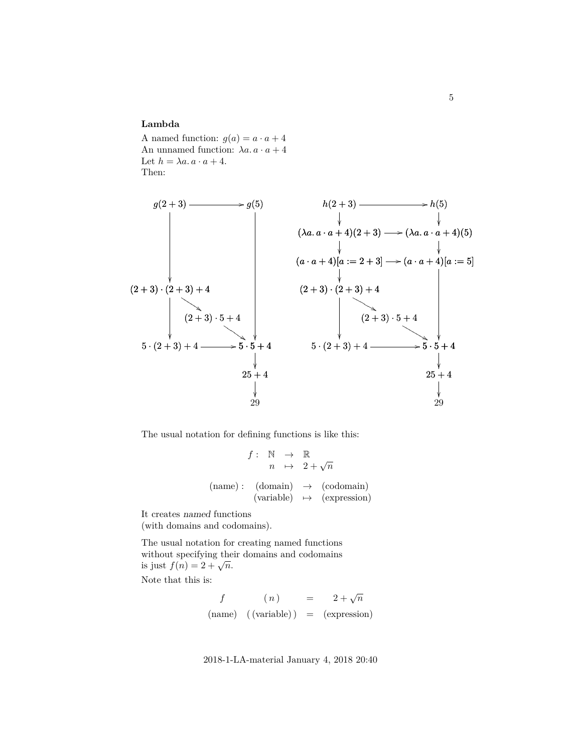**Lambda**

A named function: $g(a) = a \cdot a + 4$
An unnamed function: $\lambda a.\, a \cdot a + 4$
Let $h = \lambda a.\, a \cdot a + 4$.
Then:

$$
\begin{array}{ccccc}
g(2+3) & & \longrightarrow & & g(5) \\
\downarrow & & & & \downarrow \\
(2+3)\cdot(2+3)+4 & & & & \\
\downarrow & \searrow & & & \\
 & & (2+3)\cdot 5+4 & & \\
\downarrow & & & \searrow & \downarrow \\
5\cdot(2+3)+4 & & \longrightarrow & & 5\cdot 5+4 \\
 & & & & \downarrow \\
 & & & & 25+4 \\
 & & & & \downarrow \\
 & & & & 29
\end{array}
$$

$$
\begin{array}{ccccc}
h(2+3) & & \longrightarrow & & h(5) \\
\downarrow & & & & \downarrow \\
(\lambda a.\, a\cdot a+4)(2+3) & & \longrightarrow & & (\lambda a.\, a\cdot a+4)(5) \\
\downarrow & & & & \downarrow \\
(a\cdot a+4)[a:=2+3] & & \longrightarrow & & (a\cdot a+4)[a:=5] \\
\downarrow & & & & \downarrow \\
(2+3)\cdot(2+3)+4 & & & & \\
\downarrow & \searrow & & & \\
 & & (2+3)\cdot 5+4 & & \\
\downarrow & & & \searrow & \downarrow \\
5\cdot(2+3)+4 & & \longrightarrow & & 5\cdot 5+4 \\
 & & & & \downarrow \\
 & & & & 25+4 \\
 & & & & \downarrow \\
 & & & & 29
\end{array}
$$

The usual notation for defining functions is like this:

$$
\begin{array}{rccc}
f: & \mathbb{N} & \to & \mathbb{R} \\
 & n & \mapsto & 2+\sqrt{n}
\end{array}
$$

$$
\begin{array}{rccc}
(\text{name}): & (\text{domain}) & \to & (\text{codomain}) \\
 & (\text{variable}) & \mapsto & (\text{expression})
\end{array}
$$

It creates *named* functions
(with domains and codomains).

The usual notation for creating named functions
without specifying their domains and codomains
is just $f(n) = 2 + \sqrt{n}$.

Note that this is:

$$
\begin{array}{cccc}
f & (\,n\,) & = & 2+\sqrt{n} \\
(\text{name}) & (\,(\text{variable})\,) & = & (\text{expression})
\end{array}
$$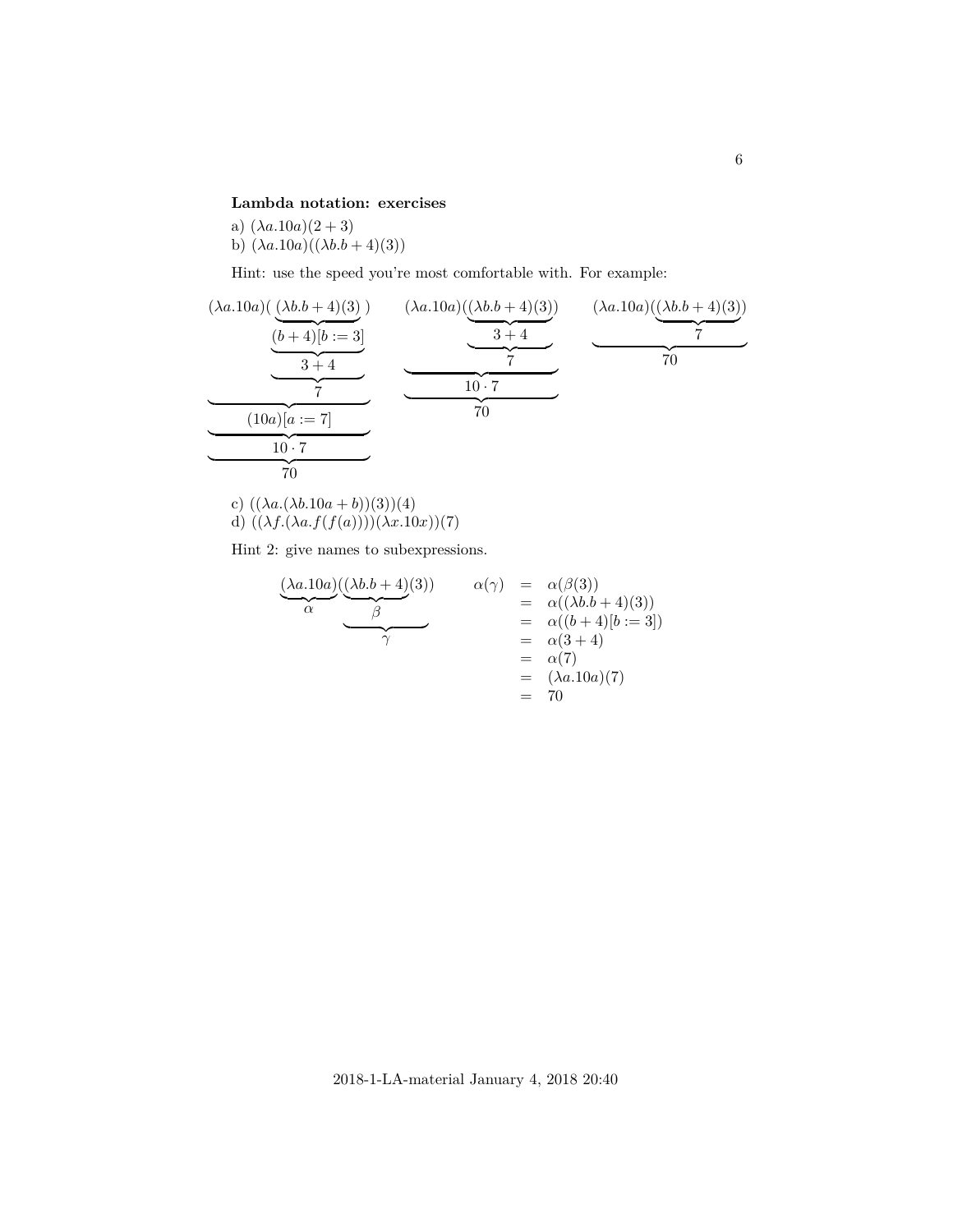**Lambda notation: exercises**

a) $(\lambda a.10a)(2+3)$
b) $(\lambda a.10a)((\lambda b.b+4)(3))$

Hint: use the speed you're most comfortable with. For example:

$$\underbrace{\underbrace{\underbrace{(\lambda a.10a)(\underbrace{\underbrace{\underbrace{(\lambda b.b+4)(3)}_{(b+4)[b:=3]}}_{3+4}}_{7})}_{(10a)[a:=7]}}_{10\cdot 7}}_{70}$$

$$\underbrace{\underbrace{(\lambda a.10a)(\underbrace{\underbrace{(\lambda b.b+4)(3)}_{3+4}}_{7})}_{10\cdot 7}}_{70}$$

$$\underbrace{(\lambda a.10a)(\underbrace{(\lambda b.b+4)(3)}_{7})}_{70}$$

c) $((\lambda a.(\lambda b.10a+b))(3))(4)$
d) $((\lambda f.(\lambda a.f(f(a))))(\lambda x.10x))(7)$

Hint 2: give names to subexpressions.

$$\underbrace{(\lambda a.10a)}_{\alpha}\underbrace{(\underbrace{(\lambda b.b+4)}_{\beta}(3))}_{\gamma}$$

$$\begin{array}{rcl}
\alpha(\gamma) & = & \alpha(\beta(3)) \\
 & = & \alpha((\lambda b.b+4)(3)) \\
 & = & \alpha((b+4)[b:=3]) \\
 & = & \alpha(3+4) \\
 & = & \alpha(7) \\
 & = & (\lambda a.10a)(7) \\
 & = & 70
\end{array}$$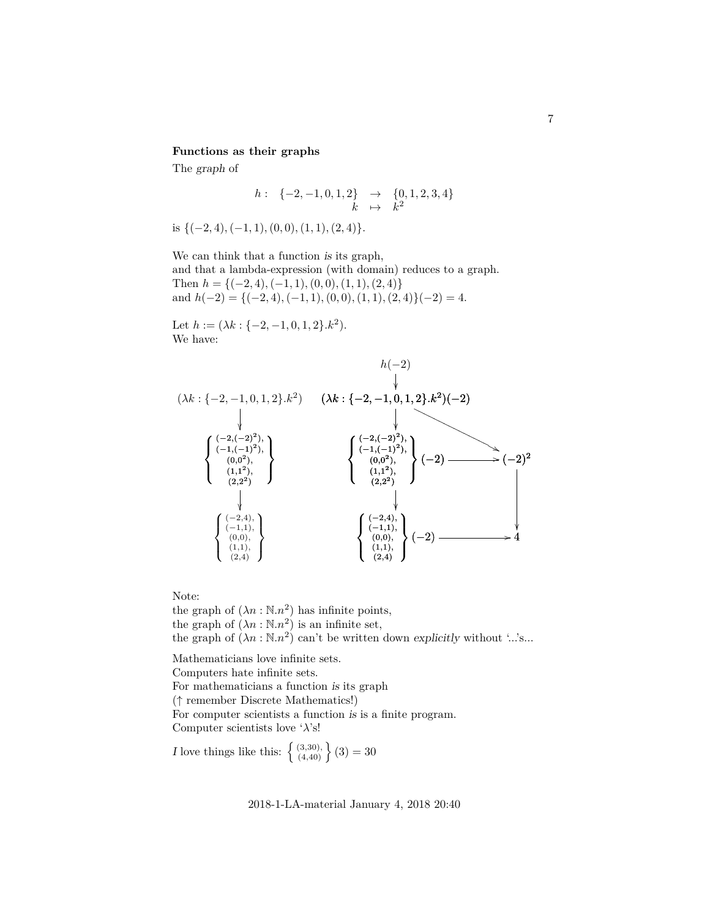**Functions as their graphs**

The *graph* of

$$h: \begin{array}{rcl} \{-2,-1,0,1,2\} & \to & \{0,1,2,3,4\} \\ k & \mapsto & k^2 \end{array}$$

is $\{(-2,4),(-1,1),(0,0),(1,1),(2,4)\}$.

We can think that a function *is* its graph,
and that a lambda-expression (with domain) reduces to a graph.
Then $h = \{(-2,4),(-1,1),(0,0),(1,1),(2,4)\}$
and $h(-2) = \{(-2,4),(-1,1),(0,0),(1,1),(2,4)\}(-2) = 4$.

Let $h := (\lambda k:\{-2,-1,0,1,2\}.k^2)$.
We have:

$$(\lambda k:\{-2,-1,0,1,2\}.k^2) \to \left\{\begin{array}{c}(-2,(-2)^2),\\(-1,(-1)^2),\\(0,0^2),\\(1,1^2),\\(2,2^2)\end{array}\right\} \to \left\{\begin{array}{c}(-2,4),\\(-1,1),\\(0,0),\\(1,1),\\(2,4)\end{array}\right\}$$

$$h(-2) \to (\lambda k:\{-2,-1,0,1,2\}.k^2)(-2)$$

$$(\lambda k:\{-2,-1,0,1,2\}.k^2)(-2) \to \left\{\begin{array}{c}(-2,(-2)^2),\\(-1,(-1)^2),\\(0,0^2),\\(1,1^2),\\(2,2^2)\end{array}\right\}(-2) \to \left\{\begin{array}{c}(-2,4),\\(-1,1),\\(0,0),\\(1,1),\\(2,4)\end{array}\right\}(-2) \to 4$$

$$(\lambda k:\{-2,-1,0,1,2\}.k^2)(-2) \to (-2)^2 \to 4$$

$$\left\{\begin{array}{c}(-2,(-2)^2),\\(-1,(-1)^2),\\(0,0^2),\\(1,1^2),\\(2,2^2)\end{array}\right\}(-2) \to (-2)^2$$

Note:
the graph of $(\lambda n:\mathbb{N}.n^2)$ has infinite points,
the graph of $(\lambda n:\mathbb{N}.n^2)$ is an infinite set,
the graph of $(\lambda n:\mathbb{N}.n^2)$ can't be written down *explicitly* without '...'s...

Mathematicians love infinite sets.
Computers hate infinite sets.
For mathematicians a function *is* its graph
(↑ remember Discrete Mathematics!)
For computer scientists a function *is* is a finite program.
Computer scientists love '$\lambda$'s!

*I* love things like this: $\left\{\begin{array}{c}(3,30),\\(4,40)\end{array}\right\}(3) = 30$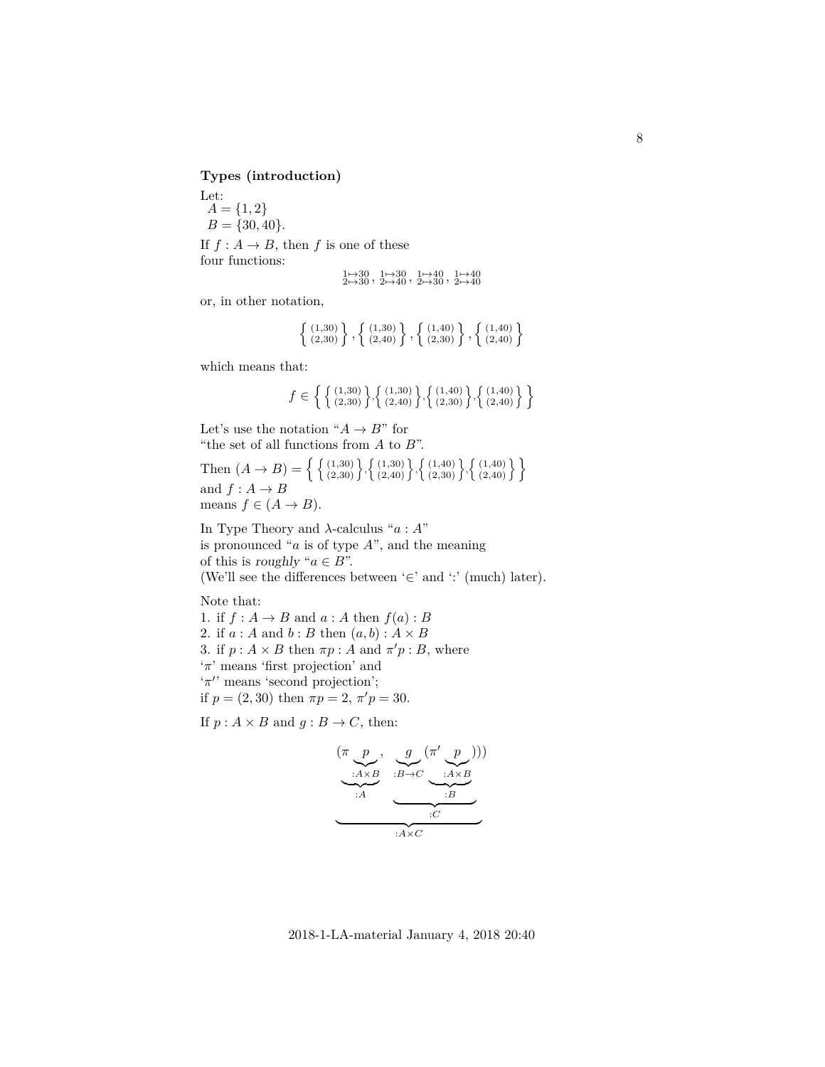**Types (introduction)**

Let:
$A = \{1, 2\}$
$B = \{30, 40\}$.

If $f : A \to B$, then $f$ is one of these four functions:

$$\begin{smallmatrix} 1\mapsto 30 \\ 2\mapsto 30 \end{smallmatrix}, \begin{smallmatrix} 1\mapsto 30 \\ 2\mapsto 40 \end{smallmatrix}, \begin{smallmatrix} 1\mapsto 40 \\ 2\mapsto 30 \end{smallmatrix}, \begin{smallmatrix} 1\mapsto 40 \\ 2\mapsto 40 \end{smallmatrix}$$

or, in other notation,

$$\left\{ \begin{smallmatrix} (1,30) \\ (2,30) \end{smallmatrix} \right\}, \left\{ \begin{smallmatrix} (1,30) \\ (2,40) \end{smallmatrix} \right\}, \left\{ \begin{smallmatrix} (1,40) \\ (2,30) \end{smallmatrix} \right\}, \left\{ \begin{smallmatrix} (1,40) \\ (2,40) \end{smallmatrix} \right\}$$

which means that:

$$f \in \left\{ \left\{ \begin{smallmatrix} (1,30) \\ (2,30) \end{smallmatrix} \right\}, \left\{ \begin{smallmatrix} (1,30) \\ (2,40) \end{smallmatrix} \right\}, \left\{ \begin{smallmatrix} (1,40) \\ (2,30) \end{smallmatrix} \right\}, \left\{ \begin{smallmatrix} (1,40) \\ (2,40) \end{smallmatrix} \right\} \right\}$$

Let's use the notation "$A \to B$" for "the set of all functions from $A$ to $B$".

Then $(A \to B) = \left\{ \left\{ \begin{smallmatrix} (1,30) \\ (2,30) \end{smallmatrix} \right\}, \left\{ \begin{smallmatrix} (1,30) \\ (2,40) \end{smallmatrix} \right\}, \left\{ \begin{smallmatrix} (1,40) \\ (2,30) \end{smallmatrix} \right\}, \left\{ \begin{smallmatrix} (1,40) \\ (2,40) \end{smallmatrix} \right\} \right\}$
and $f : A \to B$
means $f \in (A \to B)$.

In Type Theory and $\lambda$-calculus "$a : A$" is pronounced "$a$ is of type $A$", and the meaning of this is *roughly* "$a \in B$".
(We'll see the differences between '$\in$' and ':' (much) later).

Note that:
1. if $f : A \to B$ and $a : A$ then $f(a) : B$
2. if $a : A$ and $b : B$ then $(a, b) : A \times B$
3. if $p : A \times B$ then $\pi p : A$ and $\pi' p : B$, where
'$\pi$' means 'first projection' and
'$\pi'$' means 'second projection';
if $p = (2, 30)$ then $\pi p = 2$, $\pi' p = 30$.

If $p : A \times B$ and $g : B \to C$, then:

$$\underbrace{(\underbrace{\pi \underbrace{p}_{:A\times B}}_{:A}, \underbrace{\underbrace{g}_{:B\to C} \underbrace{(\pi' \underbrace{p}_{:A\times B})}_{:B}}_{:C}))}_{:A\times C}$$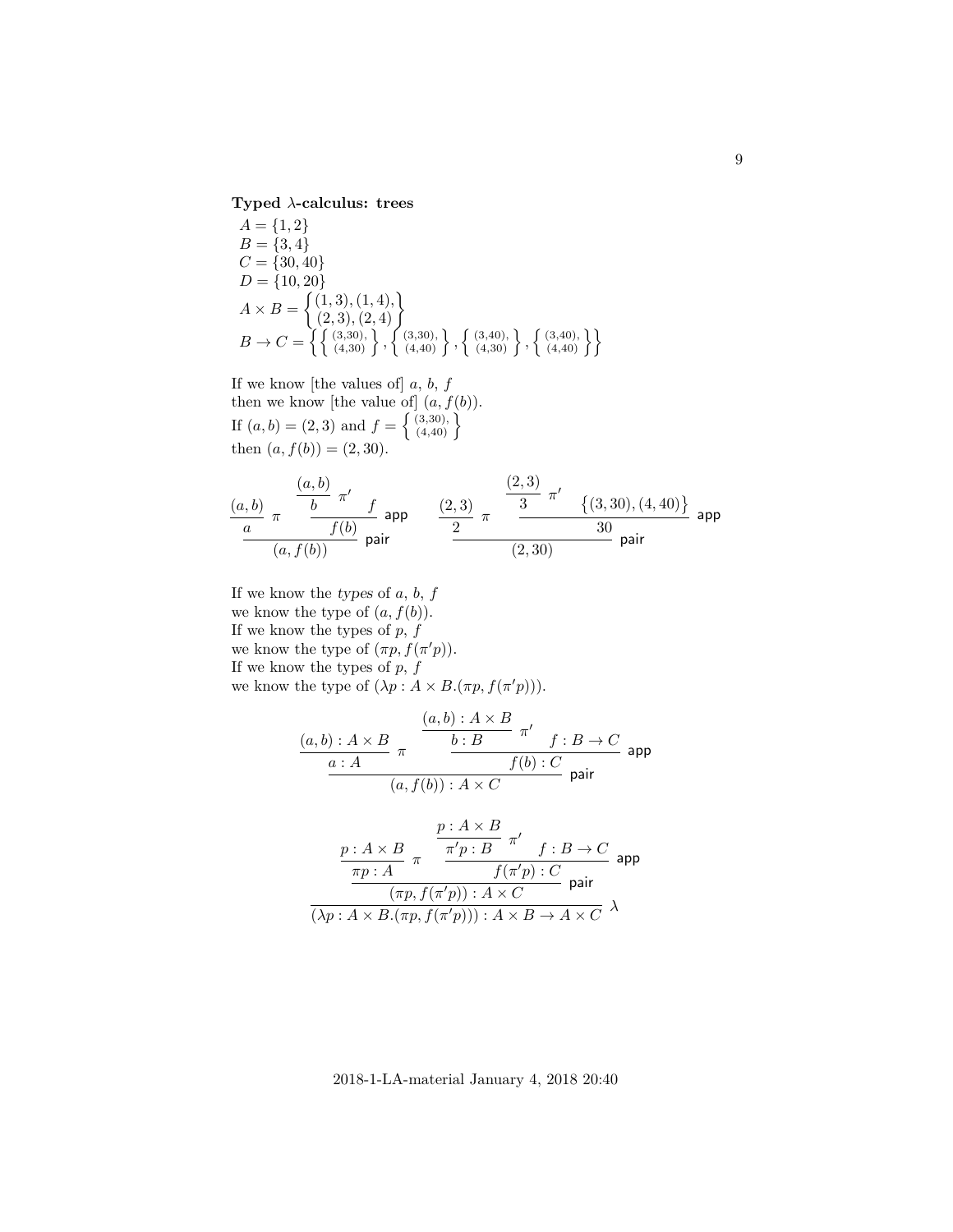**Typed $\lambda$-calculus: trees**

$A = \{1, 2\}$
$B = \{3, 4\}$
$C = \{30, 40\}$
$D = \{10, 20\}$

$$A \times B = \left\{ \begin{matrix} (1,3), (1,4), \\ (2,3), (2,4) \end{matrix} \right\}$$

$$B \to C = \left\{ \left\{ \begin{matrix} (3,30), \\ (4,30) \end{matrix} \right\}, \left\{ \begin{matrix} (3,30), \\ (4,40) \end{matrix} \right\}, \left\{ \begin{matrix} (3,40), \\ (4,30) \end{matrix} \right\}, \left\{ \begin{matrix} (3,40), \\ (4,40) \end{matrix} \right\} \right\}$$

If we know [the values of] $a$, $b$, $f$
then we know [the value of] $(a, f(b))$.
If $(a, b) = (2, 3)$ and $f = \left\{ \begin{matrix} (3,30), \\ (4,40) \end{matrix} \right\}$
then $(a, f(b)) = (2, 30)$.

$$\dfrac{\dfrac{(a,b)}{a}\,\pi \qquad \dfrac{\dfrac{(a,b)}{b}\,\pi' \qquad f}{f(b)}\,\mathsf{app}}{(a, f(b))}\,\mathsf{pair} \qquad\qquad \dfrac{\dfrac{(2,3)}{2}\,\pi \qquad \dfrac{\dfrac{(2,3)}{3}\,\pi' \qquad \{(3,30),(4,40)\}}{30}\,\mathsf{app}}{(2, 30)}\,\mathsf{pair}$$

If we know the *types* of $a$, $b$, $f$
we know the type of $(a, f(b))$.
If we know the types of $p$, $f$
we know the type of $(\pi p, f(\pi' p))$.
If we know the types of $p$, $f$
we know the type of $(\lambda p : A \times B.(\pi p, f(\pi' p)))$.

$$\dfrac{\dfrac{(a,b) : A \times B}{a : A}\,\pi \qquad \dfrac{\dfrac{(a,b) : A \times B}{b : B}\,\pi' \qquad f : B \to C}{f(b) : C}\,\mathsf{app}}{(a, f(b)) : A \times C}\,\mathsf{pair}$$

$$\dfrac{\dfrac{\dfrac{p : A \times B}{\pi p : A}\,\pi \qquad \dfrac{\dfrac{p : A \times B}{\pi' p : B}\,\pi' \qquad f : B \to C}{f(\pi' p) : C}\,\mathsf{app}}{(\pi p, f(\pi' p)) : A \times C}\,\mathsf{pair}}{(\lambda p : A \times B.(\pi p, f(\pi' p))) : A \times B \to A \times C}\,\lambda$$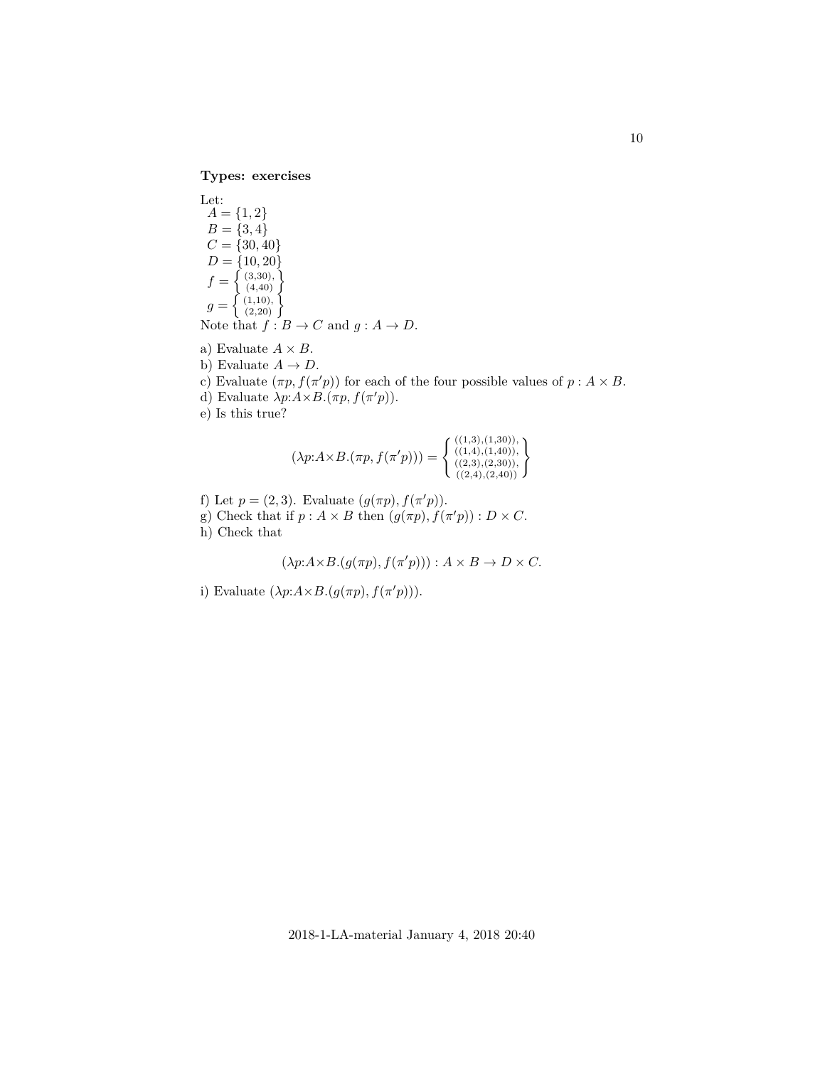**Types: exercises**

Let:
$A = \{1, 2\}$
$B = \{3, 4\}$
$C = \{30, 40\}$
$D = \{10, 20\}$
$f = \left\{ \begin{smallmatrix} (3,30), \\ (4,40) \end{smallmatrix} \right\}$
$g = \left\{ \begin{smallmatrix} (1,10), \\ (2,20) \end{smallmatrix} \right\}$
Note that $f : B \to C$ and $g : A \to D$.

a) Evaluate $A \times B$.
b) Evaluate $A \to D$.
c) Evaluate $(\pi p, f(\pi' p))$ for each of the four possible values of $p : A \times B$.
d) Evaluate $\lambda p{:}A{\times}B.(\pi p, f(\pi' p))$.
e) Is this true?

$$(\lambda p{:}A{\times}B.(\pi p, f(\pi' p))) = \left\{ \begin{smallmatrix} ((1,3),(1,30)), \\ ((1,4),(1,40)), \\ ((2,3),(2,30)), \\ ((2,4),(2,40)) \end{smallmatrix} \right\}$$

f) Let $p = (2, 3)$. Evaluate $(g(\pi p), f(\pi' p))$.
g) Check that if $p : A \times B$ then $(g(\pi p), f(\pi' p)) : D \times C$.
h) Check that

$$(\lambda p{:}A{\times}B.(g(\pi p), f(\pi' p))) : A \times B \to D \times C.$$

i) Evaluate $(\lambda p{:}A{\times}B.(g(\pi p), f(\pi' p)))$.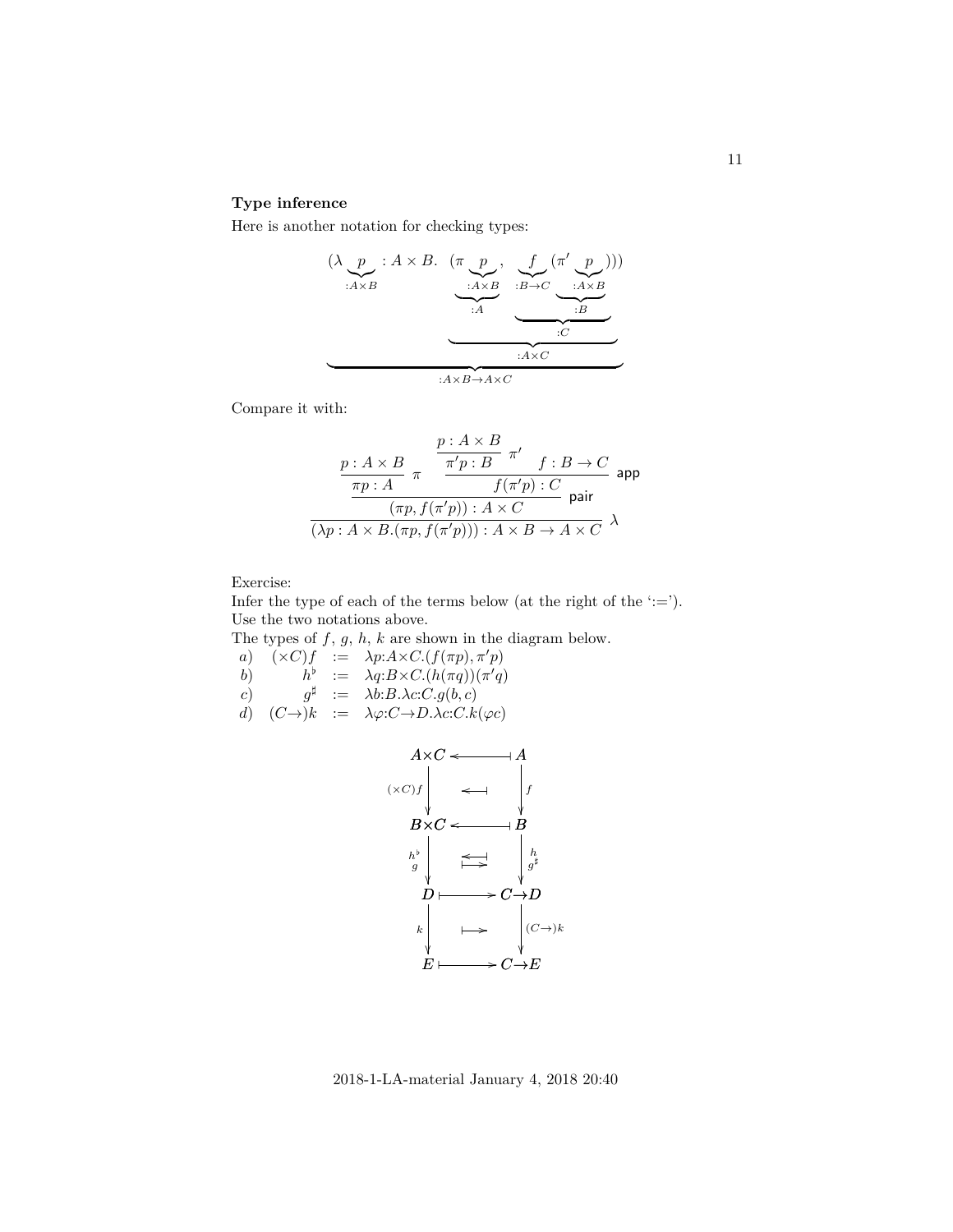### Type inference

Here is another notation for checking types:

$$\underbrace{(\lambda \underbrace{p}_{:A\times B} : A \times B.\ (\underbrace{\pi \underbrace{p}_{:A\times B}}_{:A},\ \underbrace{\underbrace{f}_{:B\to C}\underbrace{(\pi' \underbrace{p}_{:A\times B})}_{:B}}_{:C}))}_{:A\times B\to A\times C}$$

Compare it with:

$$\dfrac{\dfrac{\dfrac{p : A \times B}{\pi p : A}\ \pi \qquad \dfrac{\dfrac{p : A \times B}{\pi' p : B}\ \pi' \qquad f : B \to C}{f(\pi' p) : C}\ \mathsf{app}}{(\pi p, f(\pi' p)) : A \times C}\ \mathsf{pair}}{(\lambda p : A \times B.(\pi p, f(\pi' p))) : A \times B \to A \times C}\ \lambda$$

Exercise:
Infer the type of each of the terms below (at the right of the ':=').
Use the two notations above.
The types of $f$, $g$, $h$, $k$ are shown in the diagram below.

| | | | |
|---|---|---|---|
| $a)$ | $(\times C)f$ | $:=$ | $\lambda p{:}A{\times}C.(f(\pi p), \pi' p)$ |
| $b)$ | $h^\flat$ | $:=$ | $\lambda q{:}B{\times}C.(h(\pi q))(\pi' q)$ |
| $c)$ | $g^\sharp$ | $:=$ | $\lambda b{:}B.\lambda c{:}C.g(b, c)$ |
| $d)$ | $(C{\to})k$ | $:=$ | $\lambda \varphi{:}C{\to}D.\lambda c{:}C.k(\varphi c)$ |

$$\begin{array}{ccccc}
A{\times}C & \longleftarrow\!\!\shortmid & & & A \\
{\scriptstyle (\times C)f}\downarrow & & \longleftarrow\!\!\shortmid & & \downarrow{\scriptstyle f} \\
B{\times}C & \longleftarrow\!\!\shortmid & & & B \\
{\scriptstyle h^\flat,\ g}\downarrow & & \longleftarrow\!\!\shortmid\ \ \shortmid\!\!\longrightarrow & & \downarrow{\scriptstyle h,\ g^\sharp} \\
D & \shortmid\!\!\longrightarrow & & & C{\to}D \\
{\scriptstyle k}\downarrow & & \shortmid\!\!\longrightarrow & & \downarrow{\scriptstyle (C\to)k} \\
E & \shortmid\!\!\longrightarrow & & & C{\to}E
\end{array}$$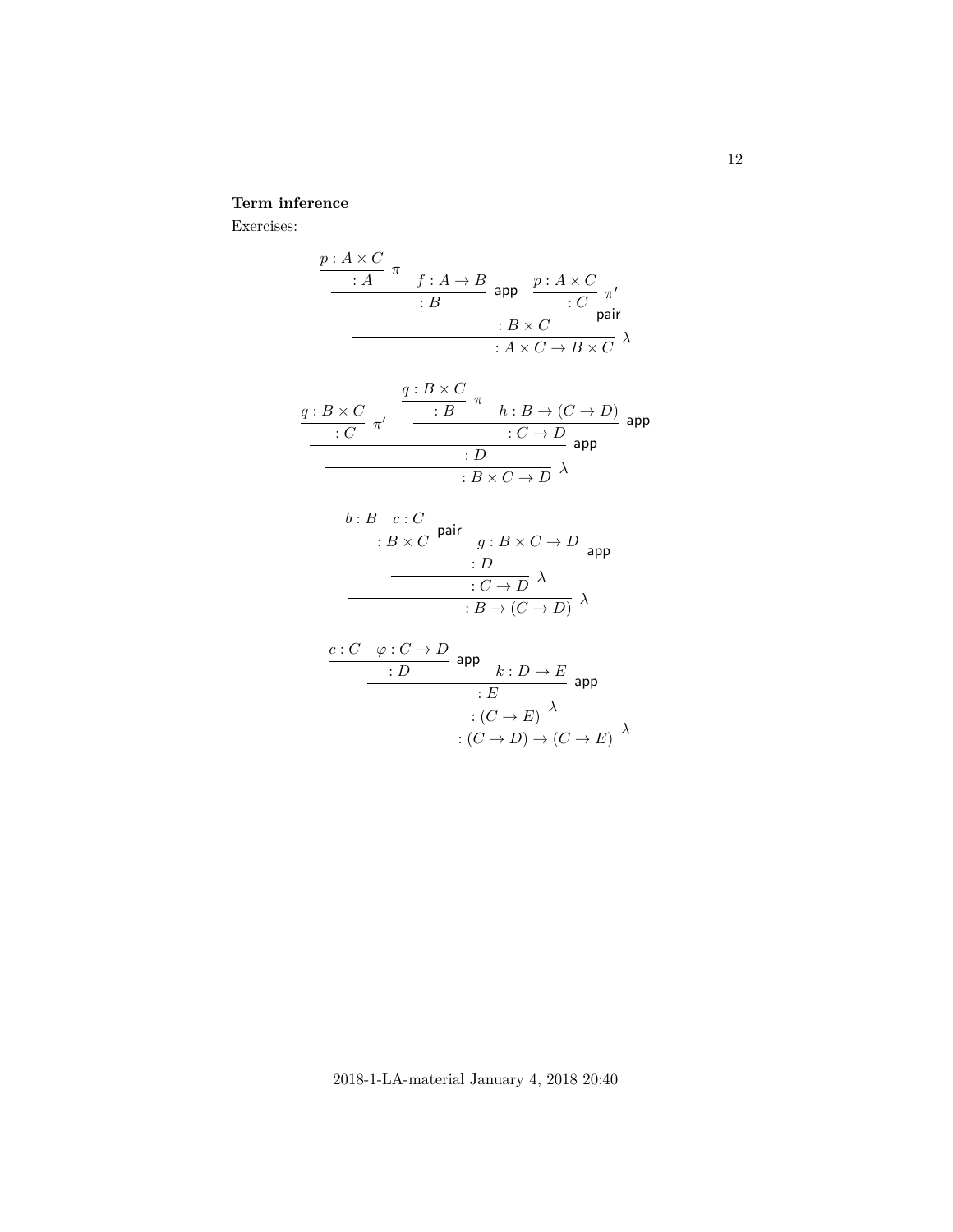**Term inference**

Exercises:

$$
\dfrac{\dfrac{\dfrac{p : A \times C}{: A}\ \pi \qquad f : A \to B}{: B}\ \mathsf{app} \qquad \dfrac{p : A \times C}{: C}\ \pi'}{\dfrac{: B \times C}{: A \times C \to B \times C}\ \lambda}\ \mathsf{pair}
$$

$$
\dfrac{\dfrac{\dfrac{q : B \times C}{: C}\ \pi' \qquad \dfrac{\dfrac{q : B \times C}{: B}\ \pi \qquad h : B \to (C \to D)}{: C \to D}\ \mathsf{app}}{: D}\ \mathsf{app}}{: B \times C \to D}\ \lambda
$$

$$
\dfrac{\dfrac{\dfrac{\dfrac{b : B \quad c : C}{: B \times C}\ \mathsf{pair} \qquad g : B \times C \to D}{: D}\ \mathsf{app}}{: C \to D}\ \lambda}{: B \to (C \to D)}\ \lambda
$$

$$
\dfrac{\dfrac{\dfrac{\dfrac{c : C \quad \varphi : C \to D}{: D}\ \mathsf{app} \qquad k : D \to E}{: E}\ \mathsf{app}}{: (C \to E)}\ \lambda}{: (C \to D) \to (C \to E)}\ \lambda
$$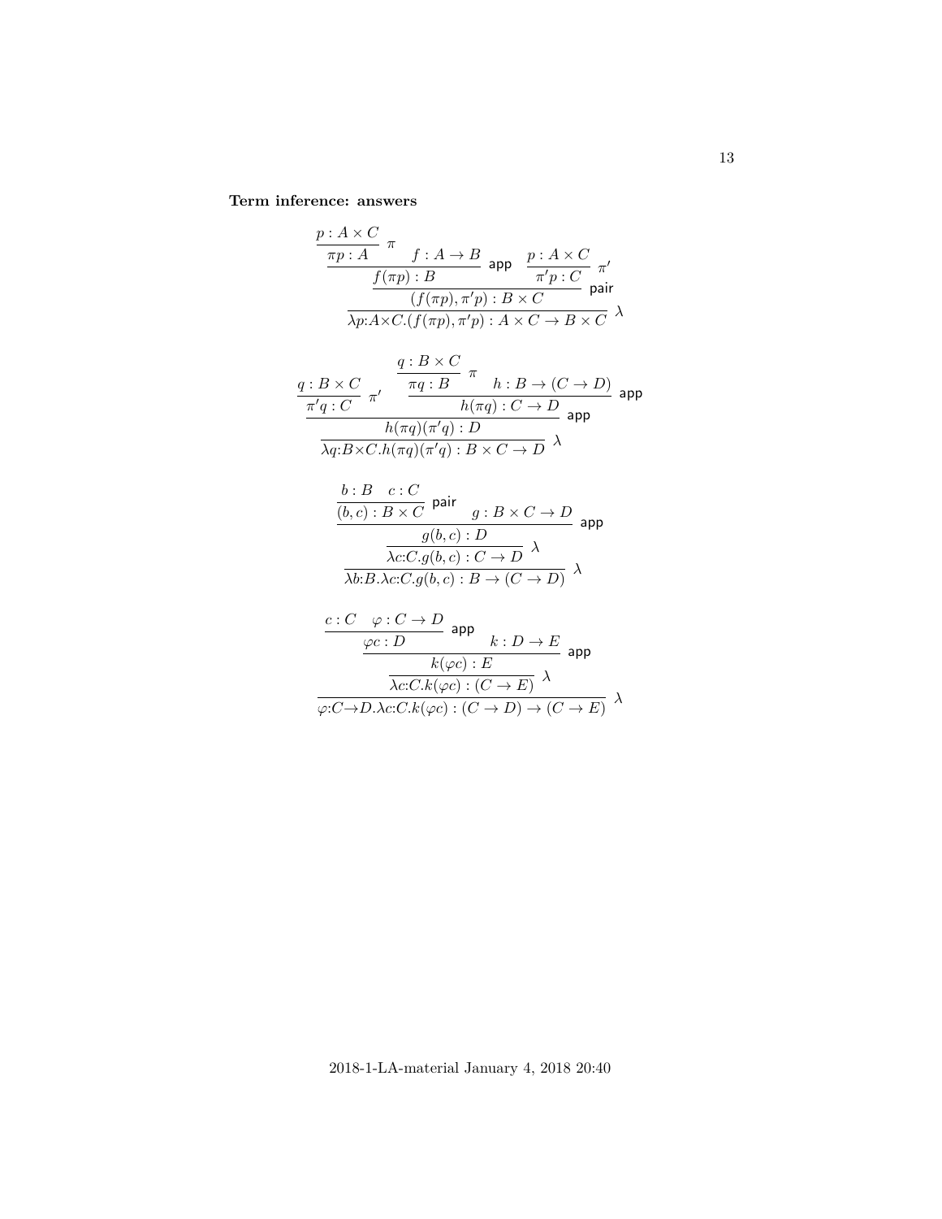**Term inference: answers**

$$
\dfrac{\dfrac{\dfrac{p : A \times C}{\pi p : A}\ \pi \quad f : A \to B}{f(\pi p) : B}\ \mathsf{app} \quad \dfrac{p : A \times C}{\pi' p : C}\ \pi'}{\dfrac{(f(\pi p), \pi' p) : B \times C}{\lambda p{:}A{\times}C.(f(\pi p), \pi' p) : A \times C \to B \times C}\ \lambda}\ \mathsf{pair}
$$

$$
\dfrac{\dfrac{\dfrac{q : B \times C}{\pi' q : C}\ \pi' \quad \dfrac{\dfrac{q : B \times C}{\pi q : B}\ \pi \quad h : B \to (C \to D)}{h(\pi q) : C \to D}\ \mathsf{app}}{h(\pi q)(\pi' q) : D}\ \mathsf{app}}{\lambda q{:}B{\times}C.h(\pi q)(\pi' q) : B \times C \to D}\ \lambda
$$

$$
\dfrac{\dfrac{\dfrac{\dfrac{b : B \quad c : C}{(b, c) : B \times C}\ \mathsf{pair} \quad g : B \times C \to D}{g(b, c) : D}\ \mathsf{app}}{\lambda c{:}C.g(b, c) : C \to D}\ \lambda}{\lambda b{:}B.\lambda c{:}C.g(b, c) : B \to (C \to D)}\ \lambda
$$

$$
\dfrac{\dfrac{\dfrac{\dfrac{c : C \quad \varphi : C \to D}{\varphi c : D}\ \mathsf{app} \quad k : D \to E}{k(\varphi c) : E}\ \mathsf{app}}{\lambda c{:}C.k(\varphi c) : (C \to E)}\ \lambda}{\varphi{:}C{\to}D.\lambda c{:}C.k(\varphi c) : (C \to D) \to (C \to E)}\ \lambda
$$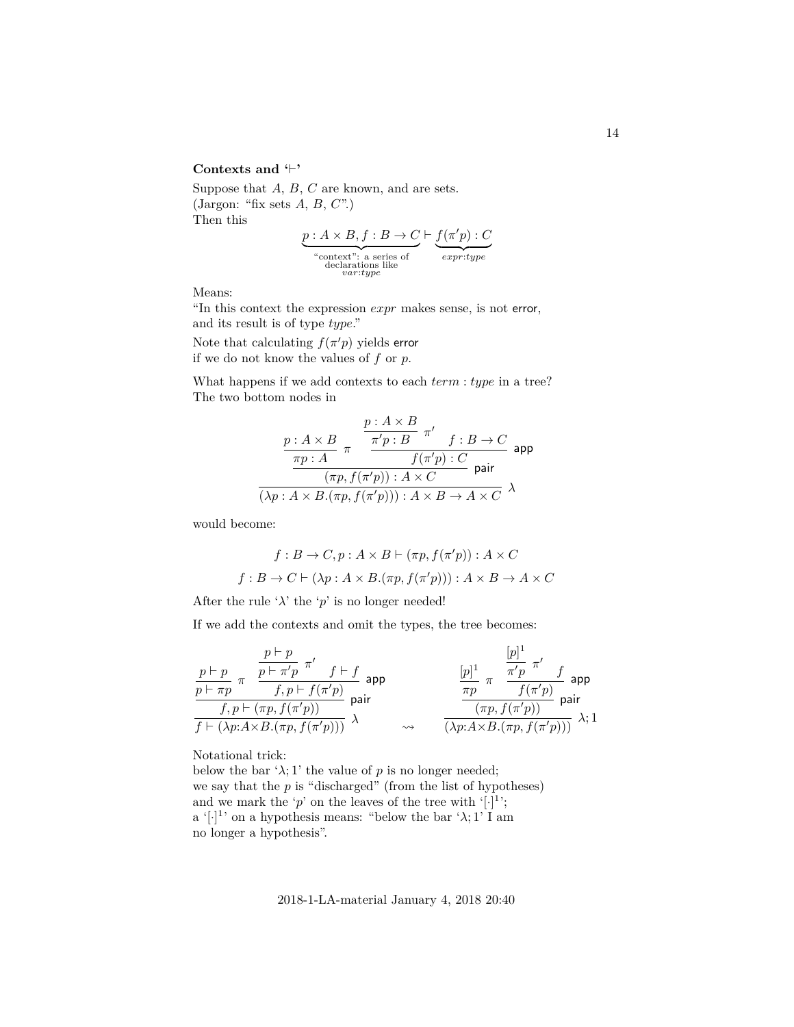### Contexts and '$\vdash$'

Suppose that $A$, $B$, $C$ are known, and are sets.
(Jargon: "fix sets $A$, $B$, $C$".)
Then this

$$\underbrace{p : A \times B, f : B \to C}_{\substack{\text{"context": a series of} \\ \text{declarations like} \\ var{:}type}} \vdash \underbrace{f(\pi' p) : C}_{expr{:}type}$$

Means:
"In this context the expression $expr$ makes sense, is not $\mathsf{error}$, and its result is of type $type$."

Note that calculating $f(\pi' p)$ yields $\mathsf{error}$ if we do not know the values of $f$ or $p$.

What happens if we add contexts to each $term : type$ in a tree? The two bottom nodes in

$$\dfrac{\dfrac{\dfrac{p : A \times B}{\pi p : A}\,\pi \qquad \dfrac{\dfrac{p : A \times B}{\pi' p : B}\,\pi' \qquad f : B \to C}{f(\pi' p) : C}\,\mathsf{app}}{(\pi p, f(\pi' p)) : A \times C}\,\mathsf{pair}}{(\lambda p : A \times B.(\pi p, f(\pi' p))) : A \times B \to A \times C}\,\lambda$$

would become:

$$f : B \to C, p : A \times B \vdash (\pi p, f(\pi' p)) : A \times C$$

$$f : B \to C \vdash (\lambda p : A \times B.(\pi p, f(\pi' p))) : A \times B \to A \times C$$

After the rule '$\lambda$' the '$p$' is no longer needed!

If we add the contexts and omit the types, the tree becomes:

$$\dfrac{\dfrac{\dfrac{p \vdash p}{p \vdash \pi p}\,\pi \qquad \dfrac{\dfrac{p \vdash p}{p \vdash \pi' p}\,\pi' \qquad f \vdash f}{f, p \vdash f(\pi' p)}\,\mathsf{app}}{f, p \vdash (\pi p, f(\pi' p))}\,\mathsf{pair}}{f \vdash (\lambda p{:}A{\times}B.(\pi p, f(\pi' p)))}\,\lambda \qquad \rightsquigarrow \qquad \dfrac{\dfrac{\dfrac{[p]^1}{\pi p}\,\pi \qquad \dfrac{\dfrac{[p]^1}{\pi' p}\,\pi' \qquad f}{f(\pi' p)}\,\mathsf{app}}{(\pi p, f(\pi' p))}\,\mathsf{pair}}{(\lambda p{:}A{\times}B.(\pi p, f(\pi' p)))}\,\lambda;1$$

Notational trick:
below the bar '$\lambda; 1$' the value of $p$ is no longer needed;
we say that the $p$ is "discharged" (from the list of hypotheses)
and we mark the '$p$' on the leaves of the tree with '$[\cdot]^1$';
a '$[\cdot]^1$' on a hypothesis means: "below the bar '$\lambda; 1$' I am no longer a hypothesis".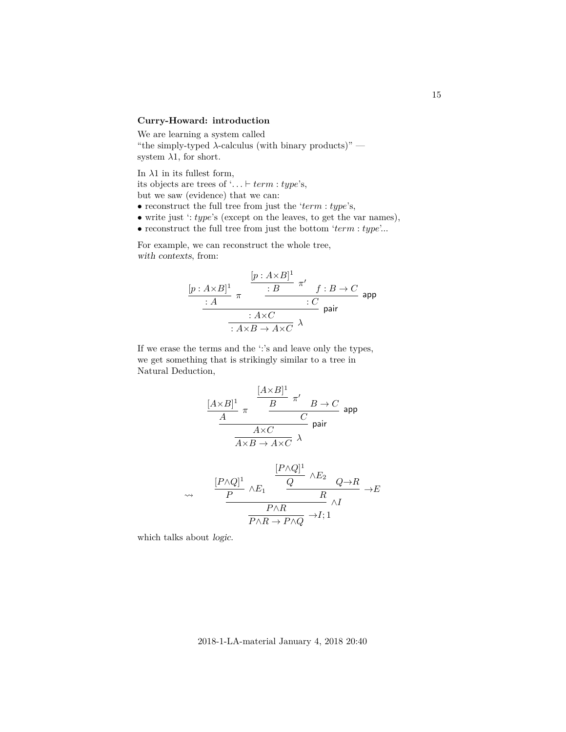**Curry-Howard: introduction**

We are learning a system called
"the simply-typed $\lambda$-calculus (with binary products)" —
system $\lambda 1$, for short.

In $\lambda 1$ in its fullest form,
its objects are trees of '$\ldots \vdash term : type$'s,
but we saw (evidence) that we can:

- reconstruct the full tree from just the '$term : type$'s,
- write just '$: type$'s (except on the leaves, to get the var names),
- reconstruct the full tree from just the bottom '$term : type$'...

For example, we can reconstruct the whole tree,
*with contexts*, from:

$$
\dfrac{
  \dfrac{[p : A{\times}B]^1}{: A}\;\pi
  \qquad
  \dfrac{
    \dfrac{[p : A{\times}B]^1}{: B}\;\pi'
    \qquad
    f : B \to C
  }{: C}\;\mathsf{app}
}{
  \dfrac{: A{\times}C}{: A{\times}B \to A{\times}C}\;\lambda
}\;\mathsf{pair}
$$

If we erase the terms and the ':'s and leave only the types,
we get something that is strikingly similar to a tree in
Natural Deduction,

$$
\dfrac{
  \dfrac{[A{\times}B]^1}{A}\;\pi
  \qquad
  \dfrac{
    \dfrac{[A{\times}B]^1}{B}\;\pi'
    \qquad
    B \to C
  }{C}\;\mathsf{app}
}{
  \dfrac{A{\times}C}{A{\times}B \to A{\times}C}\;\lambda
}\;\mathsf{pair}
$$

$$
\rightsquigarrow \qquad
\dfrac{
  \dfrac{[P{\land}Q]^1}{P}\;{\land}E_1
  \qquad
  \dfrac{
    \dfrac{[P{\land}Q]^1}{Q}\;{\land}E_2
    \qquad
    Q{\to}R
  }{R}\;{\to}E
}{
  \dfrac{P{\land}R}{P{\land}R \to P{\land}Q}\;{\to}I;1
}\;{\land}I
$$

which talks about *logic*.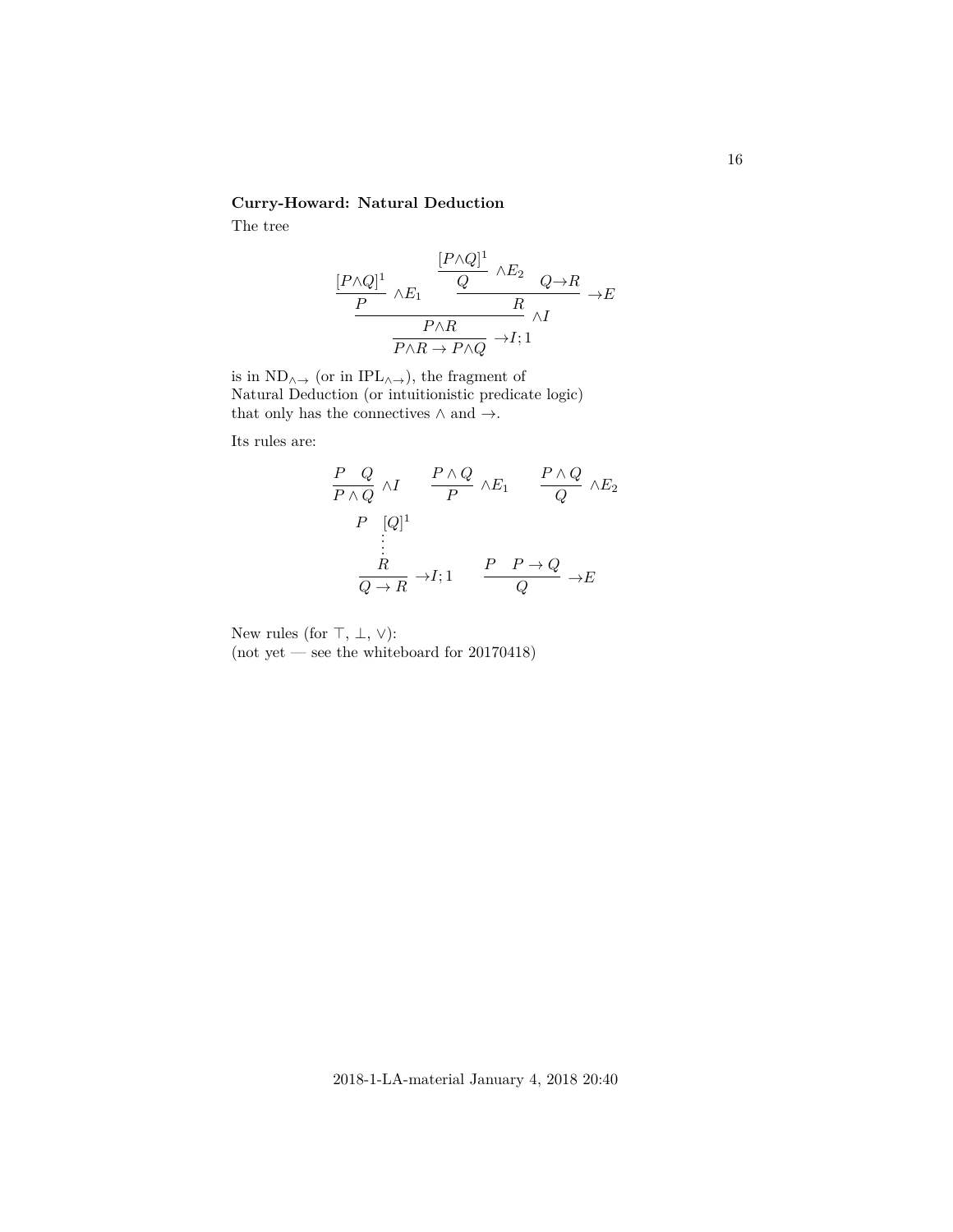**Curry-Howard: Natural Deduction**

The tree

$$
\dfrac{\dfrac{[P{\land}Q]^1}{P}\;{\land}E_1 \qquad \dfrac{\dfrac{[P{\land}Q]^1}{Q}\;{\land}E_2 \quad Q{\to}R}{R}\;{\to}E}{\dfrac{P{\land}R}{P{\land}R \to P{\land}Q}\;{\to}I;1}\;{\land}I
$$

is in $\mathrm{ND}_{\land\to}$ (or in $\mathrm{IPL}_{\land\to}$), the fragment of Natural Deduction (or intuitionistic predicate logic) that only has the connectives $\land$ and $\to$.

Its rules are:

$$
\dfrac{P \quad Q}{P \land Q}\;{\land}I \qquad \dfrac{P \land Q}{P}\;{\land}E_1 \qquad \dfrac{P \land Q}{Q}\;{\land}E_2
$$

$$
\dfrac{\begin{matrix} P \quad [Q]^1 \\ \vdots \\ R \end{matrix}}{Q \to R}\;{\to}I;1 \qquad \dfrac{P \quad P \to Q}{Q}\;{\to}E
$$

New rules (for $\top$, $\bot$, $\lor$):
(not yet — see the whiteboard for 20170418)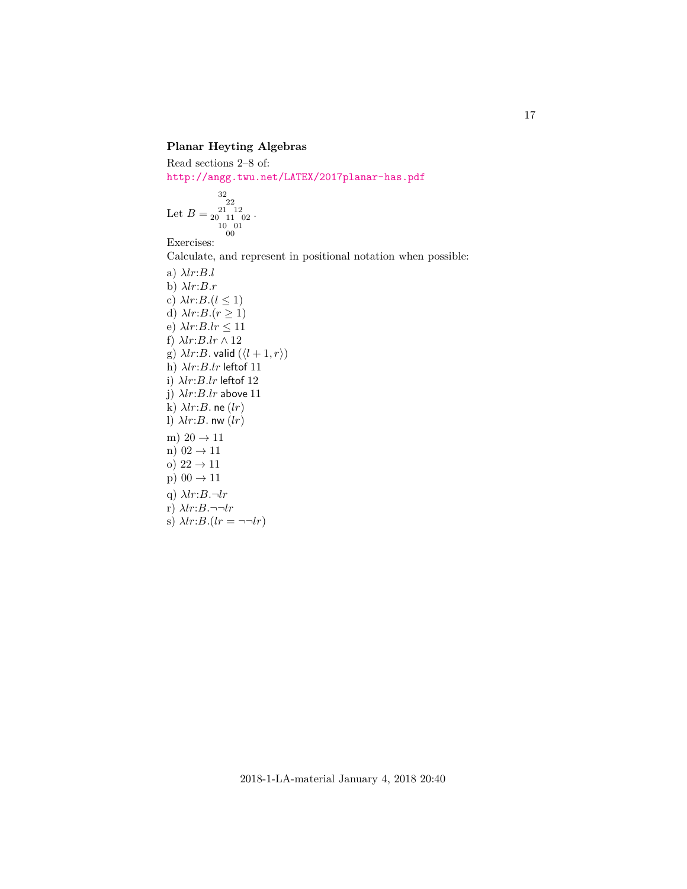**Planar Heyting Algebras**

Read sections 2–8 of:
http://angg.twu.net/LATEX/2017planar-has.pdf

Let $B = \begin{smallmatrix} & 32 & & & \\ & & 22 & & \\ & 21 & & 12 & \\ 20 & & 11 & & 02 \\ & 10 & & 01 & \\ & & 00 & & \end{smallmatrix}$ .

Exercises:
Calculate, and represent in positional notation when possible:

a) $\lambda lr{:}B.l$
b) $\lambda lr{:}B.r$
c) $\lambda lr{:}B.(l \leq 1)$
d) $\lambda lr{:}B.(r \geq 1)$
e) $\lambda lr{:}B.lr \leq 11$
f) $\lambda lr{:}B.lr \wedge 12$
g) $\lambda lr{:}B.\ \mathsf{valid}\ (\langle l+1, r\rangle)$
h) $\lambda lr{:}B.lr\ \mathsf{leftof}\ 11$
i) $\lambda lr{:}B.lr\ \mathsf{leftof}\ 12$
j) $\lambda lr{:}B.lr\ \mathsf{above}\ 11$
k) $\lambda lr{:}B.\ \mathsf{ne}\ (lr)$
l) $\lambda lr{:}B.\ \mathsf{nw}\ (lr)$

m) $20 \to 11$
n) $02 \to 11$
o) $22 \to 11$
p) $00 \to 11$

q) $\lambda lr{:}B.\neg lr$
r) $\lambda lr{:}B.\neg\neg lr$
s) $\lambda lr{:}B.(lr = \neg\neg lr)$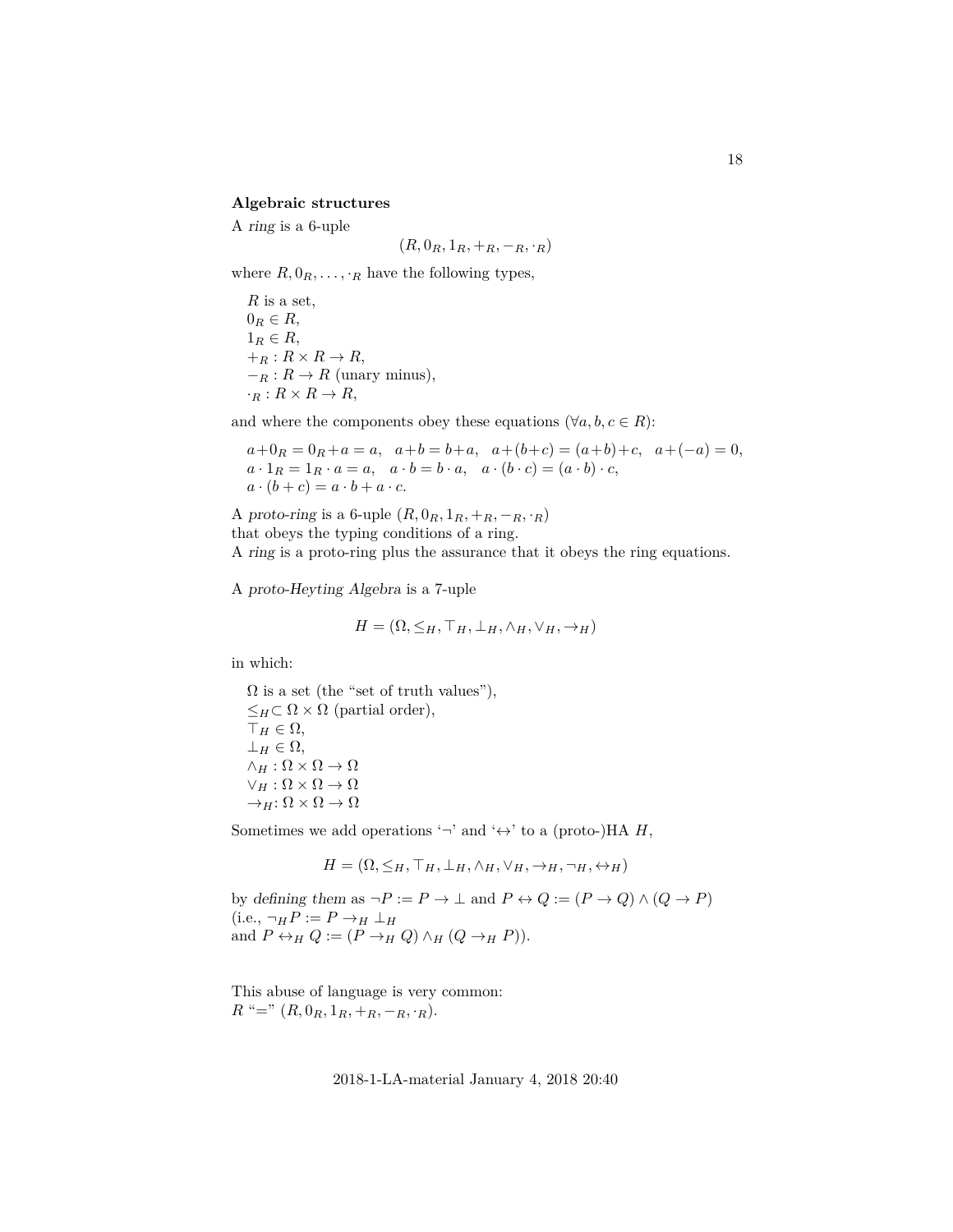**Algebraic structures**

A *ring* is a 6-uple

$$(R, 0_R, 1_R, +_R, -_R, \cdot_R)$$

where $R, 0_R, \ldots, \cdot_R$ have the following types,

$R$ is a set,
$0_R \in R$,
$1_R \in R$,
$+_R : R \times R \to R$,
$-_R : R \to R$ (unary minus),
$\cdot_R : R \times R \to R$,

and where the components obey these equations ($\forall a, b, c \in R$):

$a+0_R = 0_R+a = a, \quad a+b = b+a, \quad a+(b+c) = (a+b)+c, \quad a+(-a) = 0,$
$a \cdot 1_R = 1_R \cdot a = a, \quad a \cdot b = b \cdot a, \quad a \cdot (b \cdot c) = (a \cdot b) \cdot c,$
$a \cdot (b + c) = a \cdot b + a \cdot c.$

A *proto-ring* is a 6-uple $(R, 0_R, 1_R, +_R, -_R, \cdot_R)$
that obeys the typing conditions of a ring.
A *ring* is a proto-ring plus the assurance that it obeys the ring equations.

A *proto-Heyting Algebra* is a 7-uple

$$H = (\Omega, \leq_H, \top_H, \bot_H, \wedge_H, \vee_H, \to_H)$$

in which:

$\Omega$ is a set (the "set of truth values"),
$\leq_H \subset \Omega \times \Omega$ (partial order),
$\top_H \in \Omega$,
$\bot_H \in \Omega$,
$\wedge_H : \Omega \times \Omega \to \Omega$
$\vee_H : \Omega \times \Omega \to \Omega$
$\to_H : \Omega \times \Omega \to \Omega$

Sometimes we add operations '$\neg$' and '$\leftrightarrow$' to a (proto-)HA $H$,

$$H = (\Omega, \leq_H, \top_H, \bot_H, \wedge_H, \vee_H, \to_H, \neg_H, \leftrightarrow_H)$$

by *defining them* as $\neg P := P \to \bot$ and $P \leftrightarrow Q := (P \to Q) \wedge (Q \to P)$
(i.e., $\neg_H P := P \to_H \bot_H$
and $P \leftrightarrow_H Q := (P \to_H Q) \wedge_H (Q \to_H P)$).

This abuse of language is very common:
$R$ "$=$" $(R, 0_R, 1_R, +_R, -_R, \cdot_R)$.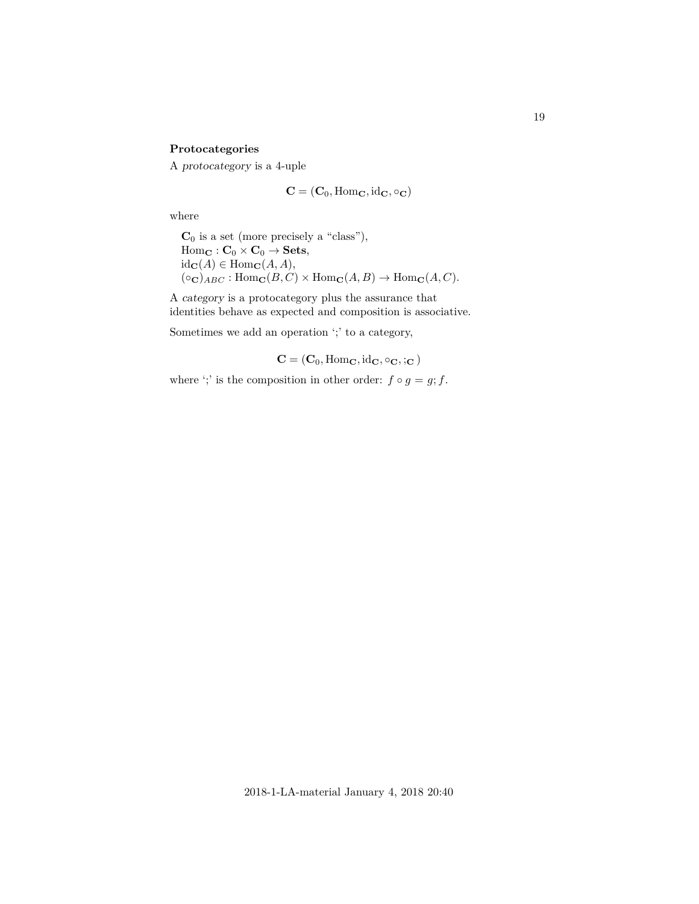**Protocategories**

A *protocategory* is a 4-uple

$$\mathbf{C} = (\mathbf{C}_0, \mathrm{Hom}_{\mathbf{C}}, \mathrm{id}_{\mathbf{C}}, \circ_{\mathbf{C}})$$

where

$\mathbf{C}_0$ is a set (more precisely a "class"),
$\mathrm{Hom}_{\mathbf{C}} : \mathbf{C}_0 \times \mathbf{C}_0 \to \mathbf{Sets}$,
$\mathrm{id}_{\mathbf{C}}(A) \in \mathrm{Hom}_{\mathbf{C}}(A, A)$,
$(\circ_{\mathbf{C}})_{ABC} : \mathrm{Hom}_{\mathbf{C}}(B, C) \times \mathrm{Hom}_{\mathbf{C}}(A, B) \to \mathrm{Hom}_{\mathbf{C}}(A, C)$.

A *category* is a protocategory plus the assurance that identities behave as expected and composition is associative.

Sometimes we add an operation ';' to a category,

$$\mathbf{C} = (\mathbf{C}_0, \mathrm{Hom}_{\mathbf{C}}, \mathrm{id}_{\mathbf{C}}, \circ_{\mathbf{C}}, ;_{\mathbf{C}})$$

where ';' is the composition in other order: $f \circ g = g; f$.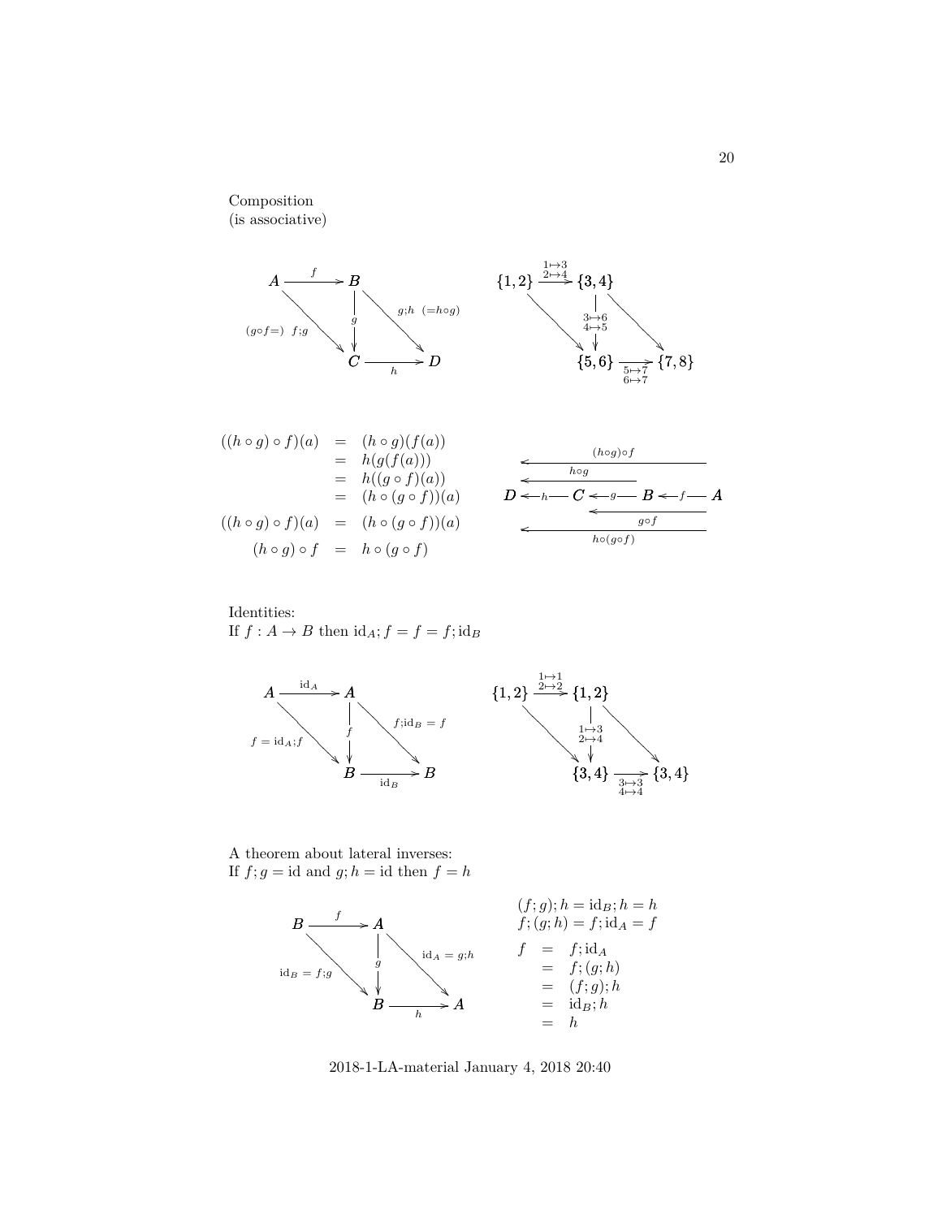Composition
(is associative)

$$\begin{array}{ccc}
A & \xrightarrow{f} & B \\
& {\scriptstyle (g\circ f=)\ f;g} \searrow & \downarrow g & \searrow {\scriptstyle g;h\ \ (=h\circ g)} \\
& & C & \xrightarrow{h} & D
\end{array}
\qquad
\begin{array}{ccc}
\{1,2\} & \xrightarrow{\substack{1\mapsto 3\\ 2\mapsto 4}} & \{3,4\} \\
& \searrow & \downarrow {\scriptstyle \substack{3\mapsto 6\\ 4\mapsto 5}} & \searrow \\
& & \{5,6\} & \xrightarrow[\substack{5\mapsto 7\\ 6\mapsto 7}]{} & \{7,8\}
\end{array}$$

$$\begin{array}{rcl}
((h\circ g)\circ f)(a) & = & (h\circ g)(f(a)) \\
& = & h(g(f(a))) \\
& = & h((g\circ f)(a)) \\
& = & (h\circ(g\circ f))(a) \\
((h\circ g)\circ f)(a) & = & (h\circ(g\circ f))(a) \\
(h\circ g)\circ f & = & h\circ(g\circ f)
\end{array}$$

$$D \xleftarrow{h} C \xleftarrow{g} B \xleftarrow{f} A$$

(with arrows $(h\circ g)\circ f : A \to D$, $h\circ g : B \to D$, $g\circ f : A \to C$, $h\circ(g\circ f) : A \to D$)

Identities:
If $f : A \to B$ then $\mathrm{id}_A; f = f = f; \mathrm{id}_B$

$$\begin{array}{ccc}
A & \xrightarrow{\mathrm{id}_A} & A \\
& {\scriptstyle f=\mathrm{id}_A;f} \searrow & \downarrow f & \searrow {\scriptstyle f;\mathrm{id}_B = f} \\
& & B & \xrightarrow[\mathrm{id}_B]{} & B
\end{array}
\qquad
\begin{array}{ccc}
\{1,2\} & \xrightarrow{\substack{1\mapsto 1\\ 2\mapsto 2}} & \{1,2\} \\
& \searrow & \downarrow {\scriptstyle \substack{1\mapsto 3\\ 2\mapsto 4}} & \searrow \\
& & \{3,4\} & \xrightarrow[\substack{3\mapsto 3\\ 4\mapsto 4}]{} & \{3,4\}
\end{array}$$

A theorem about lateral inverses:
If $f; g = \mathrm{id}$ and $g; h = \mathrm{id}$ then $f = h$

$$\begin{array}{ccc}
B & \xrightarrow{f} & A \\
& {\scriptstyle \mathrm{id}_B = f;g} \searrow & \downarrow g & \searrow {\scriptstyle \mathrm{id}_A = g;h} \\
& & B & \xrightarrow[h]{} & A
\end{array}$$

$(f; g); h = \mathrm{id}_B; h = h$
$f; (g; h) = f; \mathrm{id}_A = f$

$$\begin{array}{rcl}
f & = & f; \mathrm{id}_A \\
& = & f; (g; h) \\
& = & (f; g); h \\
& = & \mathrm{id}_B; h \\
& = & h
\end{array}$$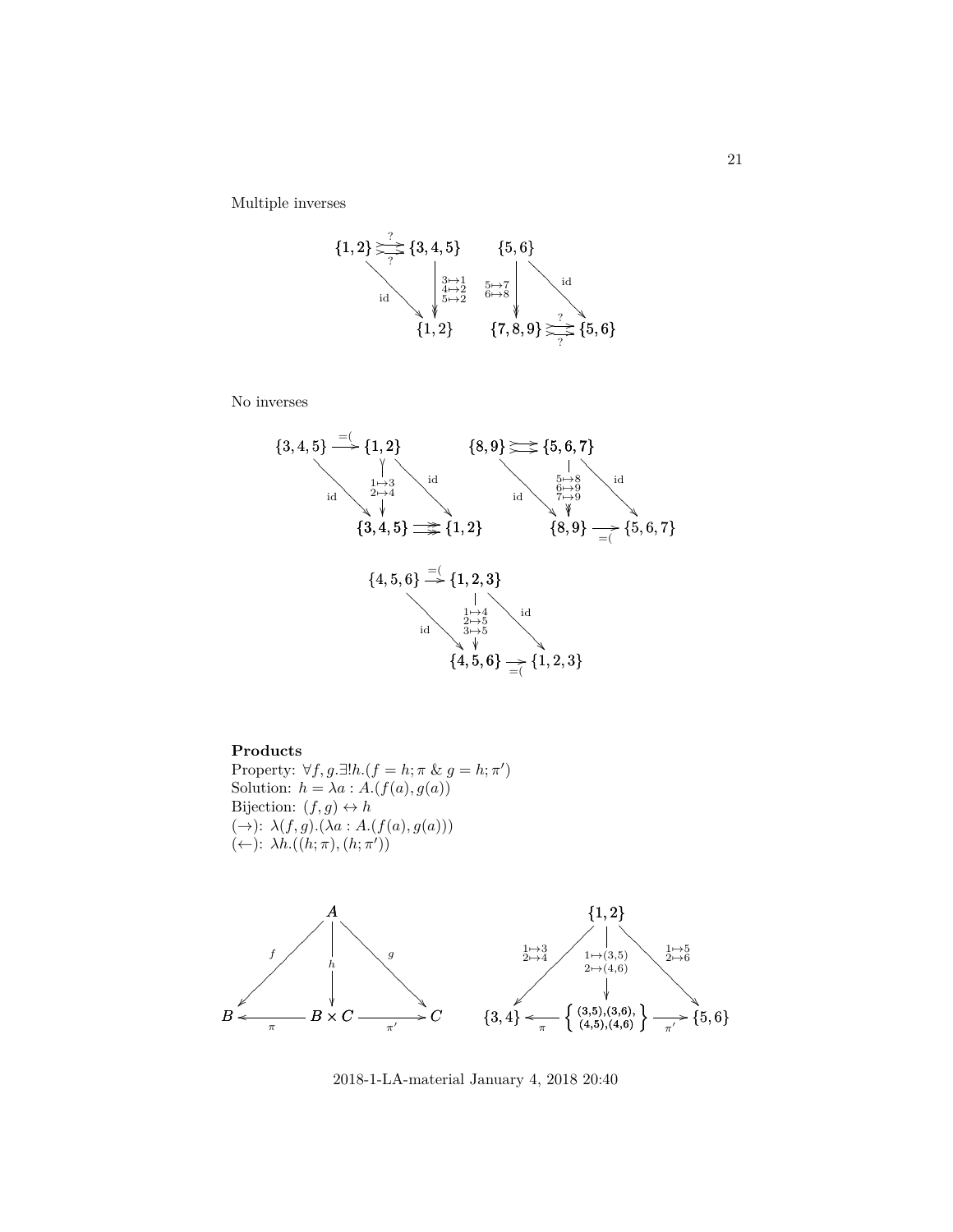Multiple inverses

No inverses

**Products**
Property: $\forall f, g. \exists! h. (f = h; \pi \ \& \ g = h; \pi')$
Solution: $h = \lambda a : A.(f(a), g(a))$
Bijection: $(f, g) \leftrightarrow h$
$(\rightarrow)$: $\lambda(f, g).(\lambda a : A.(f(a), g(a)))$
$(\leftarrow)$: $\lambda h.((h; \pi), (h; \pi'))$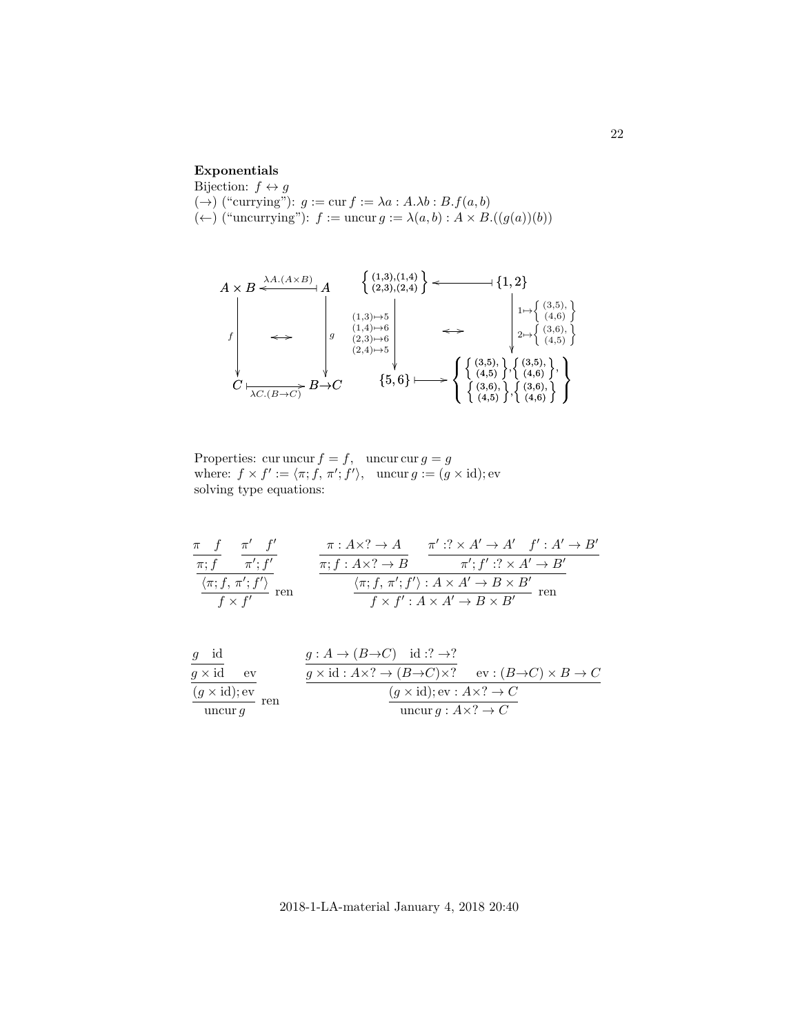**Exponentials**

Bijection: $f \leftrightarrow g$

($\rightarrow$) ("currying"): $g := \mathrm{cur}\, f := \lambda a : A.\lambda b : B.f(a, b)$

($\leftarrow$) ("uncurrying"): $f := \mathrm{uncur}\, g := \lambda(a, b) : A \times B.((g(a))(b))$

$$
\begin{array}{ccc}
A \times B & \xleftarrow{\lambda A.(A \times B)} & A \\
\downarrow f & \leftrightarrow & \downarrow g \\
C & \xrightarrow[\lambda C.(B \to C)]{} & B \to C
\end{array}
\qquad
\begin{array}{ccc}
\left\{ \begin{smallmatrix} (1,3),(1,4) \\ (2,3),(2,4) \end{smallmatrix} \right\} & \longleftarrow & \{1, 2\} \\
\downarrow \begin{smallmatrix} (1,3)\mapsto 5 \\ (1,4)\mapsto 6 \\ (2,3)\mapsto 6 \\ (2,4)\mapsto 5 \end{smallmatrix} & \leftrightarrow & \downarrow \begin{smallmatrix} 1 \mapsto \{(3,5),(4,6)\} \\ 2 \mapsto \{(3,6),(4,5)\} \end{smallmatrix} \\
\{5, 6\} & \longmapsto & \left\{ \begin{smallmatrix} \{(3,5),(4,5)\}, \{(3,5),(4,6)\}, \\ \{(3,6),(4,5)\}, \{(3,6),(4,6)\} \end{smallmatrix} \right\}
\end{array}
$$

Properties: $\mathrm{cur}\,\mathrm{uncur}\, f = f, \quad \mathrm{uncur}\,\mathrm{cur}\, g = g$

where: $f \times f' := \langle \pi; f, \pi'; f' \rangle, \quad \mathrm{uncur}\, g := (g \times \mathrm{id}); \mathrm{ev}$

solving type equations:

$$
\dfrac{\dfrac{\dfrac{\pi \quad f}{\pi; f} \qquad \dfrac{\pi' \quad f'}{\pi'; f'}}{\langle \pi; f, \pi'; f' \rangle}}{f \times f'}\ \mathrm{ren}
\qquad
\dfrac{\dfrac{\dfrac{\pi : A \times ? \to A}{\pi; f : A \times ? \to B} \qquad \dfrac{\pi' : ? \times A' \to A' \quad f' : A' \to B'}{\pi'; f' : ? \times A' \to B'}}{\langle \pi; f, \pi'; f' \rangle : A \times A' \to B \times B'}}{f \times f' : A \times A' \to B \times B'}\ \mathrm{ren}
$$

$$
\dfrac{\dfrac{\dfrac{g \quad \mathrm{id}}{g \times \mathrm{id}} \quad \mathrm{ev}}{(g \times \mathrm{id}); \mathrm{ev}}}{\mathrm{uncur}\, g}\ \mathrm{ren}
\qquad
\dfrac{\dfrac{\dfrac{g : A \to (B \to C) \quad \mathrm{id} : ? \to ?}{g \times \mathrm{id} : A \times ? \to (B \to C) \times ?} \quad \mathrm{ev} : (B \to C) \times B \to C}{(g \times \mathrm{id}); \mathrm{ev} : A \times ? \to C}}{\mathrm{uncur}\, g : A \times ? \to C}
$$